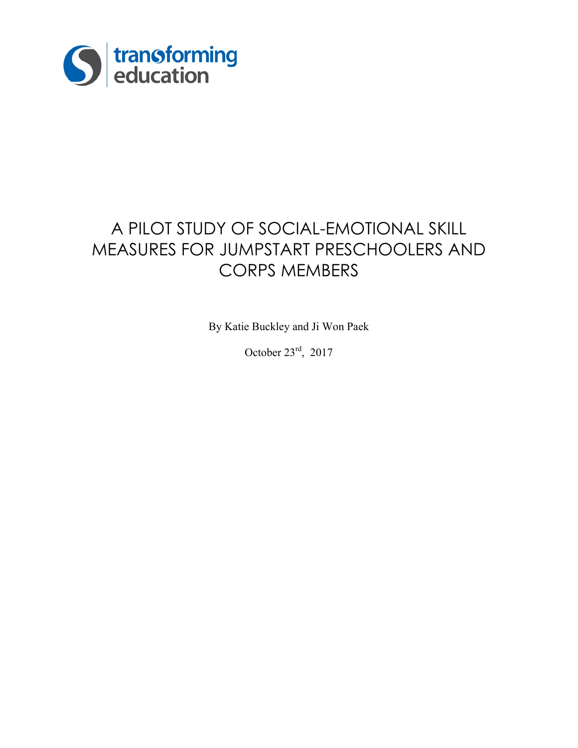transforming education

# A PILOT STUDY OF SOCIAL-EMOTIONAL SKILL MEASURES FOR JUMPSTART PRESCHOOLERS AND CORPS MEMBERS

By Katie Buckley and Ji Won Paek

October 23rd, 2017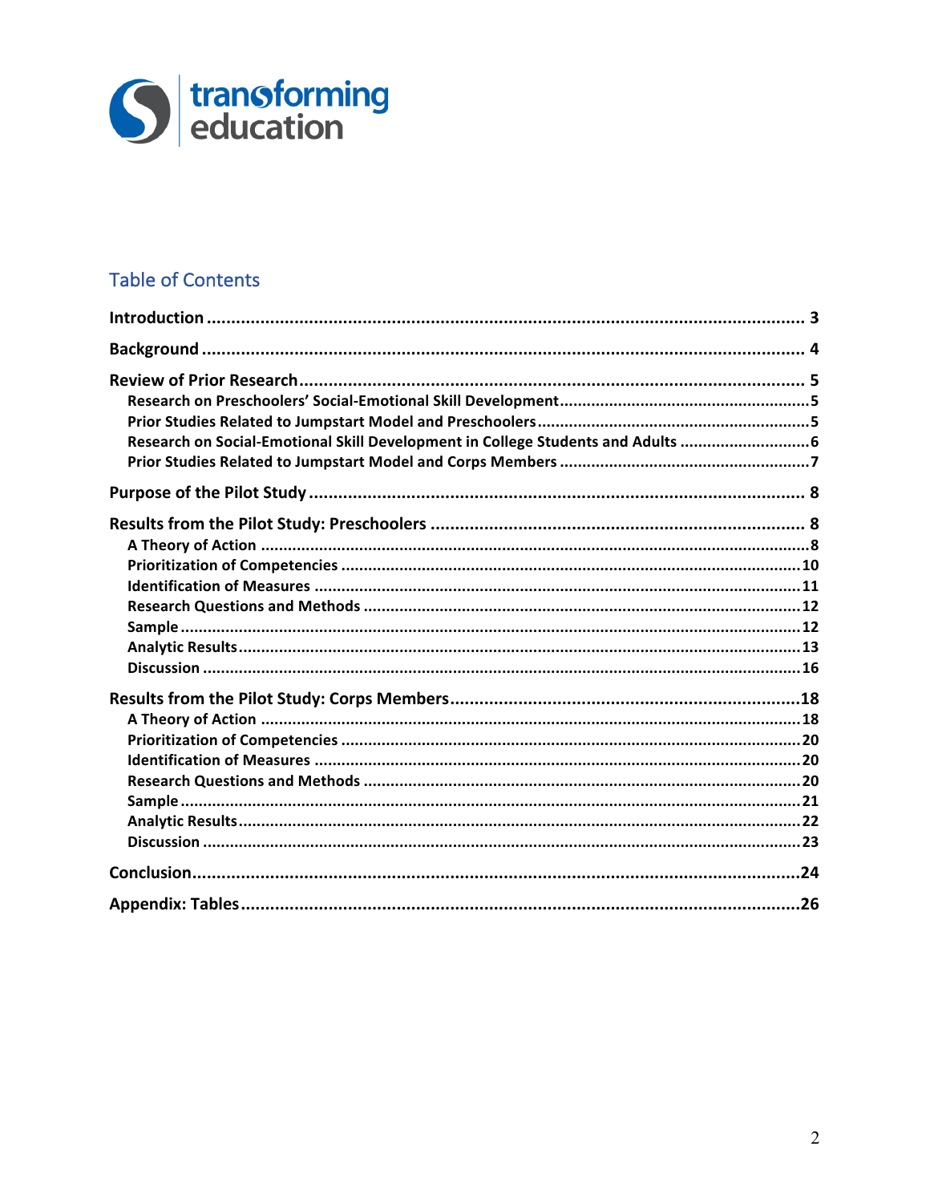## Table of Contents

**Introduction** .......... 3

**Background** .......... 4

**Review of Prior Research** .......... 5

- **Research on Preschoolers' Social-Emotional Skill Development** .......... 5
- **Prior Studies Related to Jumpstart Model and Preschoolers** .......... 5
- **Research on Social-Emotional Skill Development in College Students and Adults** .......... 6
- **Prior Studies Related to Jumpstart Model and Corps Members** .......... 7

**Purpose of the Pilot Study** .......... 8

**Results from the Pilot Study: Preschoolers** .......... 8

- **A Theory of Action** .......... 8
- **Prioritization of Competencies** .......... 10
- **Identification of Measures** .......... 11
- **Research Questions and Methods** .......... 12
- **Sample** .......... 12
- **Analytic Results** .......... 13
- **Discussion** .......... 16

**Results from the Pilot Study: Corps Members** .......... 18

- **A Theory of Action** .......... 18
- **Prioritization of Competencies** .......... 20
- **Identification of Measures** .......... 20
- **Research Questions and Methods** .......... 20
- **Sample** .......... 21
- **Analytic Results** .......... 22
- **Discussion** .......... 23

**Conclusion** .......... 24

**Appendix: Tables** .......... 26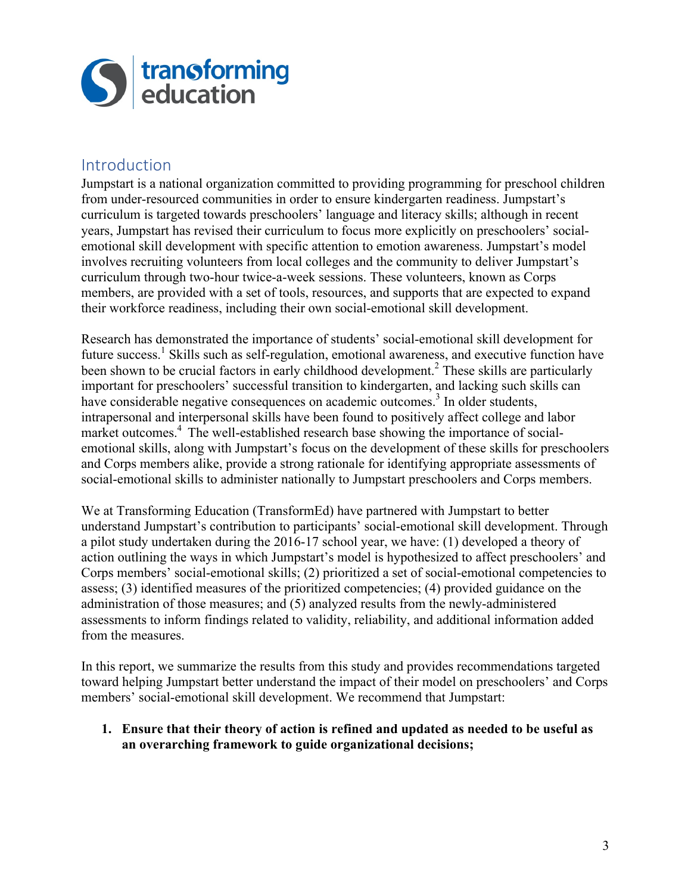## Introduction

Jumpstart is a national organization committed to providing programming for preschool children from under-resourced communities in order to ensure kindergarten readiness. Jumpstart's curriculum is targeted towards preschoolers' language and literacy skills; although in recent years, Jumpstart has revised their curriculum to focus more explicitly on preschoolers' social-emotional skill development with specific attention to emotion awareness. Jumpstart's model involves recruiting volunteers from local colleges and the community to deliver Jumpstart's curriculum through two-hour twice-a-week sessions. These volunteers, known as Corps members, are provided with a set of tools, resources, and supports that are expected to expand their workforce readiness, including their own social-emotional skill development.

Research has demonstrated the importance of students' social-emotional skill development for future success.[1] Skills such as self-regulation, emotional awareness, and executive function have been shown to be crucial factors in early childhood development.[2] These skills are particularly important for preschoolers' successful transition to kindergarten, and lacking such skills can have considerable negative consequences on academic outcomes.[3] In older students, intrapersonal and interpersonal skills have been found to positively affect college and labor market outcomes.[4] The well-established research base showing the importance of social-emotional skills, along with Jumpstart's focus on the development of these skills for preschoolers and Corps members alike, provide a strong rationale for identifying appropriate assessments of social-emotional skills to administer nationally to Jumpstart preschoolers and Corps members.

We at Transforming Education (TransformEd) have partnered with Jumpstart to better understand Jumpstart's contribution to participants' social-emotional skill development. Through a pilot study undertaken during the 2016-17 school year, we have: (1) developed a theory of action outlining the ways in which Jumpstart's model is hypothesized to affect preschoolers' and Corps members' social-emotional skills; (2) prioritized a set of social-emotional competencies to assess; (3) identified measures of the prioritized competencies; (4) provided guidance on the administration of those measures; and (5) analyzed results from the newly-administered assessments to inform findings related to validity, reliability, and additional information added from the measures.

In this report, we summarize the results from this study and provides recommendations targeted toward helping Jumpstart better understand the impact of their model on preschoolers' and Corps members' social-emotional skill development. We recommend that Jumpstart:

1. **Ensure that their theory of action is refined and updated as needed to be useful as an overarching framework to guide organizational decisions;**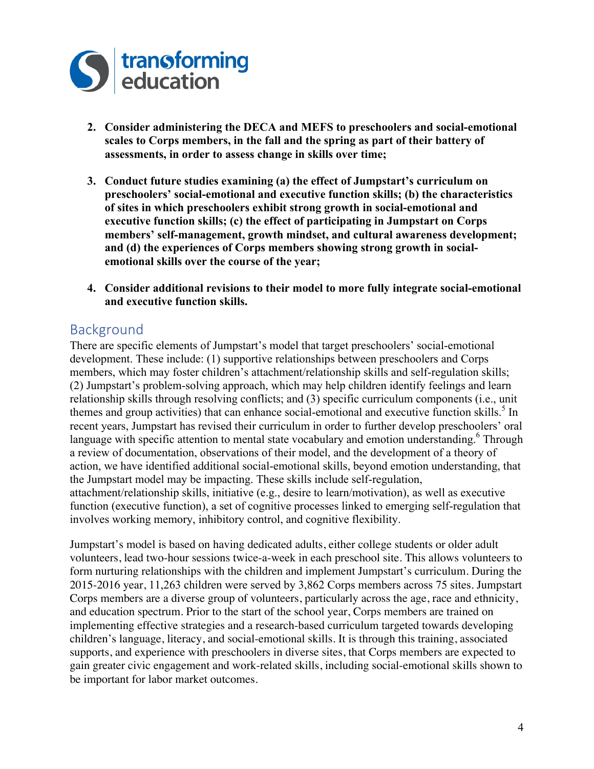2. **Consider administering the DECA and MEFS to preschoolers and social-emotional scales to Corps members, in the fall and the spring as part of their battery of assessments, in order to assess change in skills over time;**

3. **Conduct future studies examining (a) the effect of Jumpstart's curriculum on preschoolers' social-emotional and executive function skills; (b) the characteristics of sites in which preschoolers exhibit strong growth in social-emotional and executive function skills; (c) the effect of participating in Jumpstart on Corps members' self-management, growth mindset, and cultural awareness development; and (d) the experiences of Corps members showing strong growth in social-emotional skills over the course of the year;**

4. **Consider additional revisions to their model to more fully integrate social-emotional and executive function skills.**

## Background

There are specific elements of Jumpstart's model that target preschoolers' social-emotional development. These include: (1) supportive relationships between preschoolers and Corps members, which may foster children's attachment/relationship skills and self-regulation skills; (2) Jumpstart's problem-solving approach, which may help children identify feelings and learn relationship skills through resolving conflicts; and (3) specific curriculum components (i.e., unit themes and group activities) that can enhance social-emotional and executive function skills.[5] In recent years, Jumpstart has revised their curriculum in order to further develop preschoolers' oral language with specific attention to mental state vocabulary and emotion understanding.[6] Through a review of documentation, observations of their model, and the development of a theory of action, we have identified additional social-emotional skills, beyond emotion understanding, that the Jumpstart model may be impacting. These skills include self-regulation, attachment/relationship skills, initiative (e.g., desire to learn/motivation), as well as executive function (executive function), a set of cognitive processes linked to emerging self-regulation that involves working memory, inhibitory control, and cognitive flexibility.

Jumpstart's model is based on having dedicated adults, either college students or older adult volunteers, lead two-hour sessions twice-a-week in each preschool site. This allows volunteers to form nurturing relationships with the children and implement Jumpstart's curriculum. During the 2015-2016 year, 11,263 children were served by 3,862 Corps members across 75 sites. Jumpstart Corps members are a diverse group of volunteers, particularly across the age, race and ethnicity, and education spectrum. Prior to the start of the school year, Corps members are trained on implementing effective strategies and a research-based curriculum targeted towards developing children's language, literacy, and social-emotional skills. It is through this training, associated supports, and experience with preschoolers in diverse sites, that Corps members are expected to gain greater civic engagement and work-related skills, including social-emotional skills shown to be important for labor market outcomes.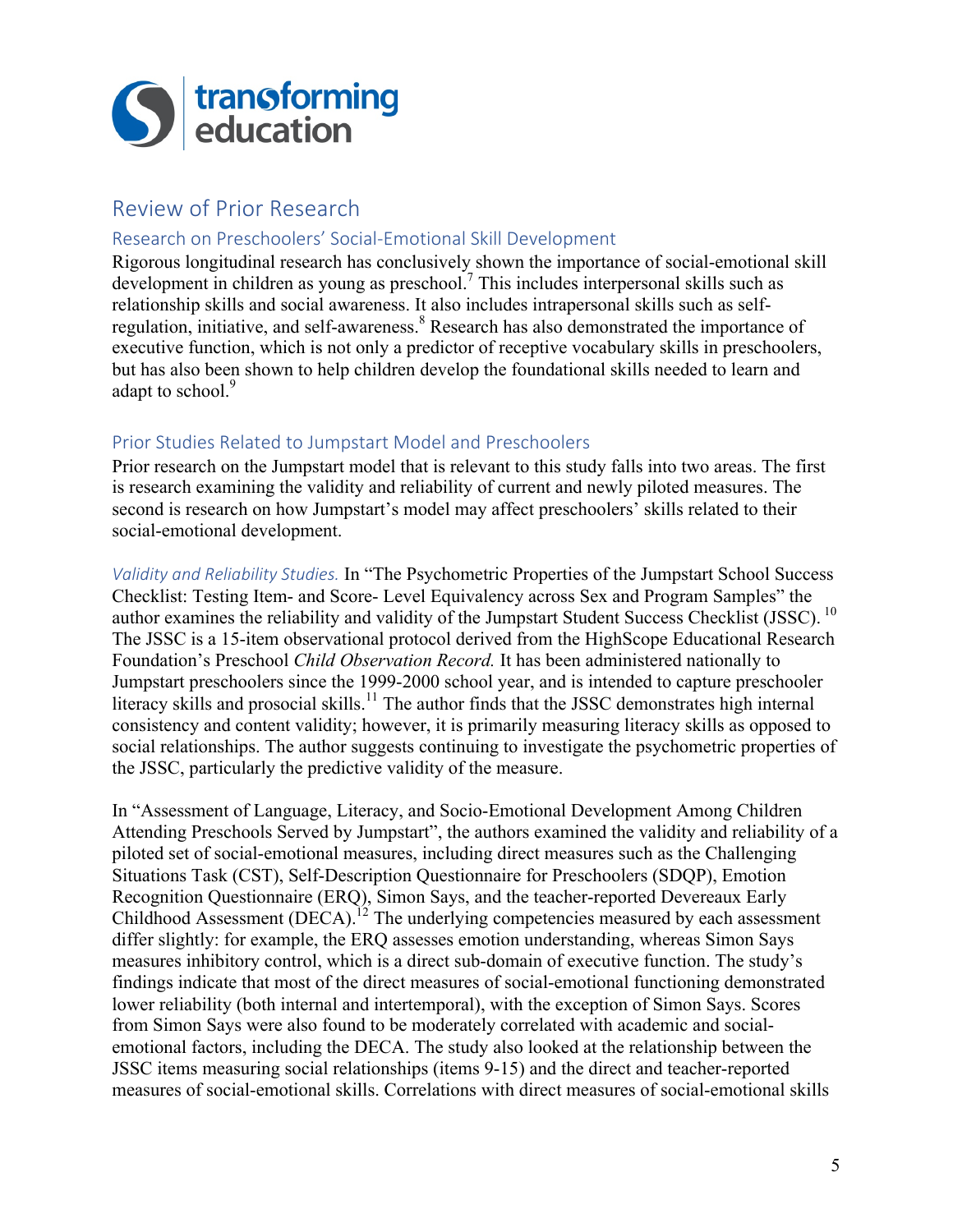## Review of Prior Research

### Research on Preschoolers' Social-Emotional Skill Development

Rigorous longitudinal research has conclusively shown the importance of social-emotional skill development in children as young as preschool.[7] This includes interpersonal skills such as relationship skills and social awareness. It also includes intrapersonal skills such as self-regulation, initiative, and self-awareness.[8] Research has also demonstrated the importance of executive function, which is not only a predictor of receptive vocabulary skills in preschoolers, but has also been shown to help children develop the foundational skills needed to learn and adapt to school.[9]

### Prior Studies Related to Jumpstart Model and Preschoolers

Prior research on the Jumpstart model that is relevant to this study falls into two areas. The first is research examining the validity and reliability of current and newly piloted measures. The second is research on how Jumpstart's model may affect preschoolers' skills related to their social-emotional development.

*Validity and Reliability Studies.* In "The Psychometric Properties of the Jumpstart School Success Checklist: Testing Item- and Score- Level Equivalency across Sex and Program Samples" the author examines the reliability and validity of the Jumpstart Student Success Checklist (JSSC).[10] The JSSC is a 15-item observational protocol derived from the HighScope Educational Research Foundation's Preschool *Child Observation Record.* It has been administered nationally to Jumpstart preschoolers since the 1999-2000 school year, and is intended to capture preschooler literacy skills and prosocial skills.[11] The author finds that the JSSC demonstrates high internal consistency and content validity; however, it is primarily measuring literacy skills as opposed to social relationships. The author suggests continuing to investigate the psychometric properties of the JSSC, particularly the predictive validity of the measure.

In "Assessment of Language, Literacy, and Socio-Emotional Development Among Children Attending Preschools Served by Jumpstart", the authors examined the validity and reliability of a piloted set of social-emotional measures, including direct measures such as the Challenging Situations Task (CST), Self-Description Questionnaire for Preschoolers (SDQP), Emotion Recognition Questionnaire (ERQ), Simon Says, and the teacher-reported Devereaux Early Childhood Assessment (DECA).[12] The underlying competencies measured by each assessment differ slightly: for example, the ERQ assesses emotion understanding, whereas Simon Says measures inhibitory control, which is a direct sub-domain of executive function. The study's findings indicate that most of the direct measures of social-emotional functioning demonstrated lower reliability (both internal and intertemporal), with the exception of Simon Says. Scores from Simon Says were also found to be moderately correlated with academic and social-emotional factors, including the DECA. The study also looked at the relationship between the JSSC items measuring social relationships (items 9-15) and the direct and teacher-reported measures of social-emotional skills. Correlations with direct measures of social-emotional skills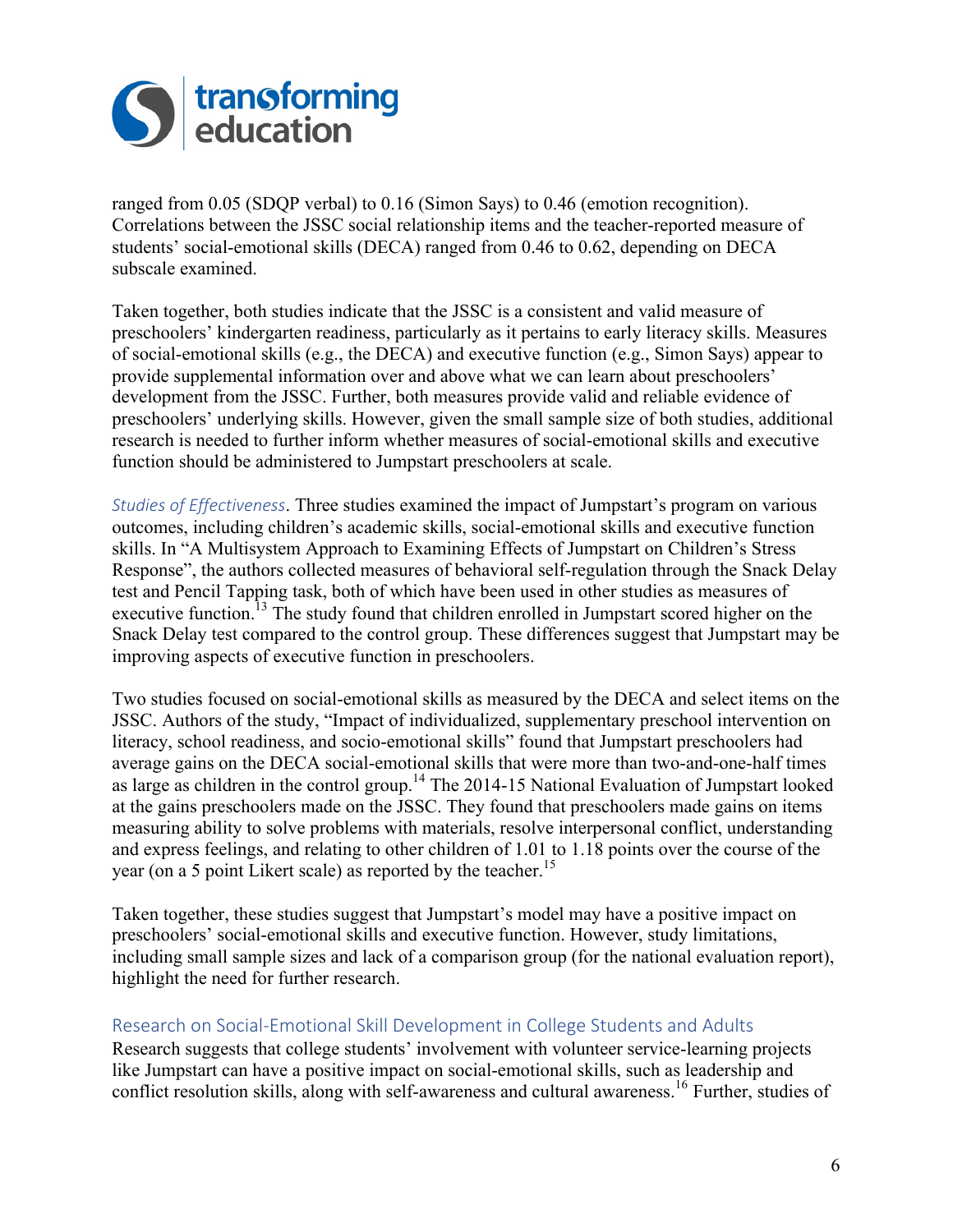ranged from 0.05 (SDQP verbal) to 0.16 (Simon Says) to 0.46 (emotion recognition). Correlations between the JSSC social relationship items and the teacher-reported measure of students' social-emotional skills (DECA) ranged from 0.46 to 0.62, depending on DECA subscale examined.

Taken together, both studies indicate that the JSSC is a consistent and valid measure of preschoolers' kindergarten readiness, particularly as it pertains to early literacy skills. Measures of social-emotional skills (e.g., the DECA) and executive function (e.g., Simon Says) appear to provide supplemental information over and above what we can learn about preschoolers' development from the JSSC. Further, both measures provide valid and reliable evidence of preschoolers' underlying skills. However, given the small sample size of both studies, additional research is needed to further inform whether measures of social-emotional skills and executive function should be administered to Jumpstart preschoolers at scale.

*Studies of Effectiveness*. Three studies examined the impact of Jumpstart's program on various outcomes, including children's academic skills, social-emotional skills and executive function skills. In "A Multisystem Approach to Examining Effects of Jumpstart on Children's Stress Response", the authors collected measures of behavioral self-regulation through the Snack Delay test and Pencil Tapping task, both of which have been used in other studies as measures of executive function.[13] The study found that children enrolled in Jumpstart scored higher on the Snack Delay test compared to the control group. These differences suggest that Jumpstart may be improving aspects of executive function in preschoolers.

Two studies focused on social-emotional skills as measured by the DECA and select items on the JSSC. Authors of the study, "Impact of individualized, supplementary preschool intervention on literacy, school readiness, and socio-emotional skills" found that Jumpstart preschoolers had average gains on the DECA social-emotional skills that were more than two-and-one-half times as large as children in the control group.[14] The 2014-15 National Evaluation of Jumpstart looked at the gains preschoolers made on the JSSC. They found that preschoolers made gains on items measuring ability to solve problems with materials, resolve interpersonal conflict, understanding and express feelings, and relating to other children of 1.01 to 1.18 points over the course of the year (on a 5 point Likert scale) as reported by the teacher.[15]

Taken together, these studies suggest that Jumpstart's model may have a positive impact on preschoolers' social-emotional skills and executive function. However, study limitations, including small sample sizes and lack of a comparison group (for the national evaluation report), highlight the need for further research.

### Research on Social-Emotional Skill Development in College Students and Adults

Research suggests that college students' involvement with volunteer service-learning projects like Jumpstart can have a positive impact on social-emotional skills, such as leadership and conflict resolution skills, along with self-awareness and cultural awareness.[16] Further, studies of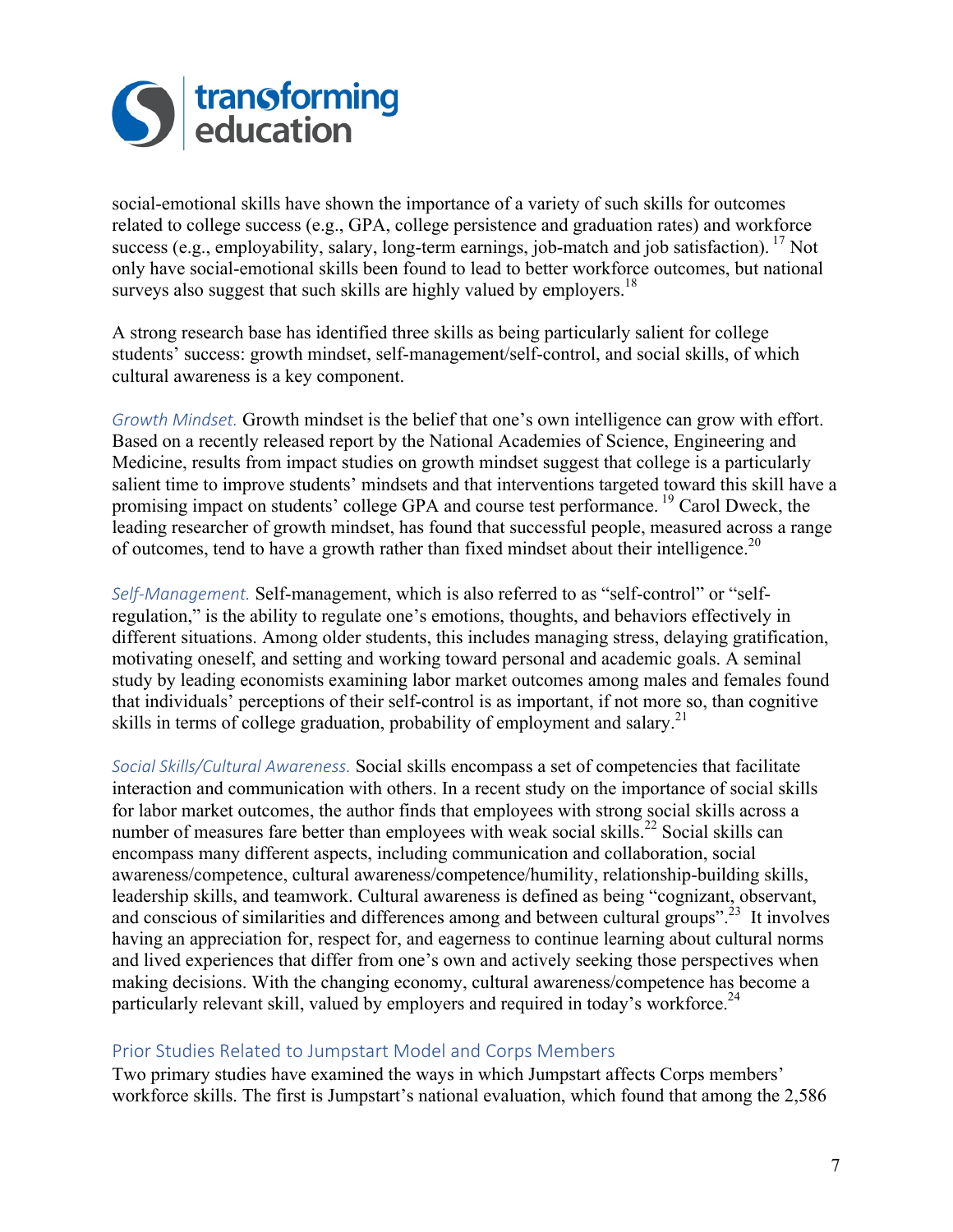social-emotional skills have shown the importance of a variety of such skills for outcomes related to college success (e.g., GPA, college persistence and graduation rates) and workforce success (e.g., employability, salary, long-term earnings, job-match and job satisfaction). [17] Not only have social-emotional skills been found to lead to better workforce outcomes, but national surveys also suggest that such skills are highly valued by employers.[18]

A strong research base has identified three skills as being particularly salient for college students' success: growth mindset, self-management/self-control, and social skills, of which cultural awareness is a key component.

*Growth Mindset.* Growth mindset is the belief that one's own intelligence can grow with effort. Based on a recently released report by the National Academies of Science, Engineering and Medicine, results from impact studies on growth mindset suggest that college is a particularly salient time to improve students' mindsets and that interventions targeted toward this skill have a promising impact on students' college GPA and course test performance. [19] Carol Dweck, the leading researcher of growth mindset, has found that successful people, measured across a range of outcomes, tend to have a growth rather than fixed mindset about their intelligence.[20]

*Self-Management.* Self-management, which is also referred to as "self-control" or "self-regulation," is the ability to regulate one's emotions, thoughts, and behaviors effectively in different situations. Among older students, this includes managing stress, delaying gratification, motivating oneself, and setting and working toward personal and academic goals. A seminal study by leading economists examining labor market outcomes among males and females found that individuals' perceptions of their self-control is as important, if not more so, than cognitive skills in terms of college graduation, probability of employment and salary.[21]

*Social Skills/Cultural Awareness.* Social skills encompass a set of competencies that facilitate interaction and communication with others. In a recent study on the importance of social skills for labor market outcomes, the author finds that employees with strong social skills across a number of measures fare better than employees with weak social skills.[22] Social skills can encompass many different aspects, including communication and collaboration, social awareness/competence, cultural awareness/competence/humility, relationship-building skills, leadership skills, and teamwork. Cultural awareness is defined as being "cognizant, observant, and conscious of similarities and differences among and between cultural groups".[23] It involves having an appreciation for, respect for, and eagerness to continue learning about cultural norms and lived experiences that differ from one's own and actively seeking those perspectives when making decisions. With the changing economy, cultural awareness/competence has become a particularly relevant skill, valued by employers and required in today's workforce.[24]

## Prior Studies Related to Jumpstart Model and Corps Members

Two primary studies have examined the ways in which Jumpstart affects Corps members' workforce skills. The first is Jumpstart's national evaluation, which found that among the 2,586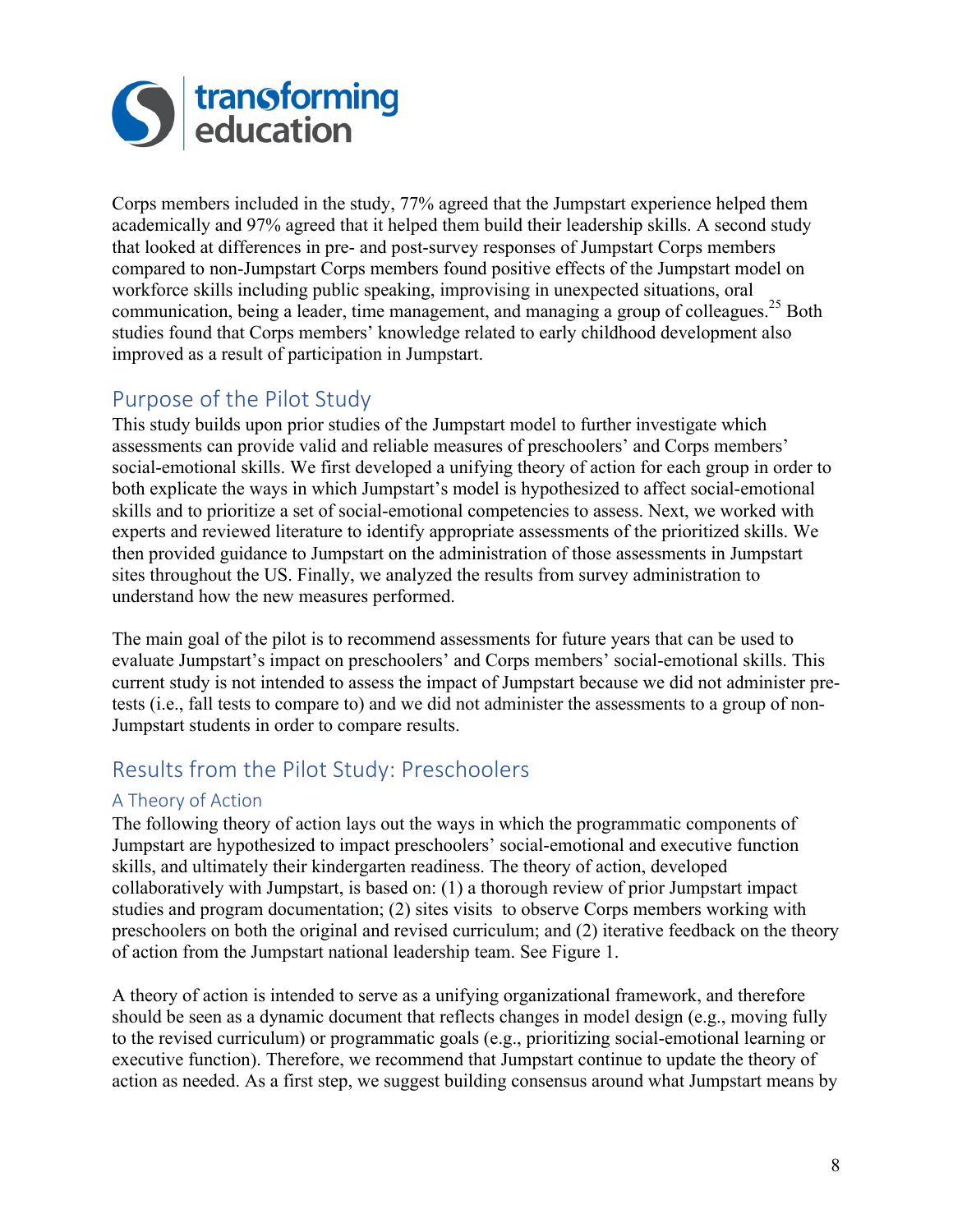Corps members included in the study, 77% agreed that the Jumpstart experience helped them academically and 97% agreed that it helped them build their leadership skills. A second study that looked at differences in pre- and post-survey responses of Jumpstart Corps members compared to non-Jumpstart Corps members found positive effects of the Jumpstart model on workforce skills including public speaking, improvising in unexpected situations, oral communication, being a leader, time management, and managing a group of colleagues.[25] Both studies found that Corps members' knowledge related to early childhood development also improved as a result of participation in Jumpstart.

## Purpose of the Pilot Study

This study builds upon prior studies of the Jumpstart model to further investigate which assessments can provide valid and reliable measures of preschoolers' and Corps members' social-emotional skills. We first developed a unifying theory of action for each group in order to both explicate the ways in which Jumpstart's model is hypothesized to affect social-emotional skills and to prioritize a set of social-emotional competencies to assess. Next, we worked with experts and reviewed literature to identify appropriate assessments of the prioritized skills. We then provided guidance to Jumpstart on the administration of those assessments in Jumpstart sites throughout the US. Finally, we analyzed the results from survey administration to understand how the new measures performed.

The main goal of the pilot is to recommend assessments for future years that can be used to evaluate Jumpstart's impact on preschoolers' and Corps members' social-emotional skills. This current study is not intended to assess the impact of Jumpstart because we did not administer pre-tests (i.e., fall tests to compare to) and we did not administer the assessments to a group of non-Jumpstart students in order to compare results.

## Results from the Pilot Study: Preschoolers

### A Theory of Action

The following theory of action lays out the ways in which the programmatic components of Jumpstart are hypothesized to impact preschoolers' social-emotional and executive function skills, and ultimately their kindergarten readiness. The theory of action, developed collaboratively with Jumpstart, is based on: (1) a thorough review of prior Jumpstart impact studies and program documentation; (2) sites visits to observe Corps members working with preschoolers on both the original and revised curriculum; and (2) iterative feedback on the theory of action from the Jumpstart national leadership team. See Figure 1.

A theory of action is intended to serve as a unifying organizational framework, and therefore should be seen as a dynamic document that reflects changes in model design (e.g., moving fully to the revised curriculum) or programmatic goals (e.g., prioritizing social-emotional learning or executive function). Therefore, we recommend that Jumpstart continue to update the theory of action as needed. As a first step, we suggest building consensus around what Jumpstart means by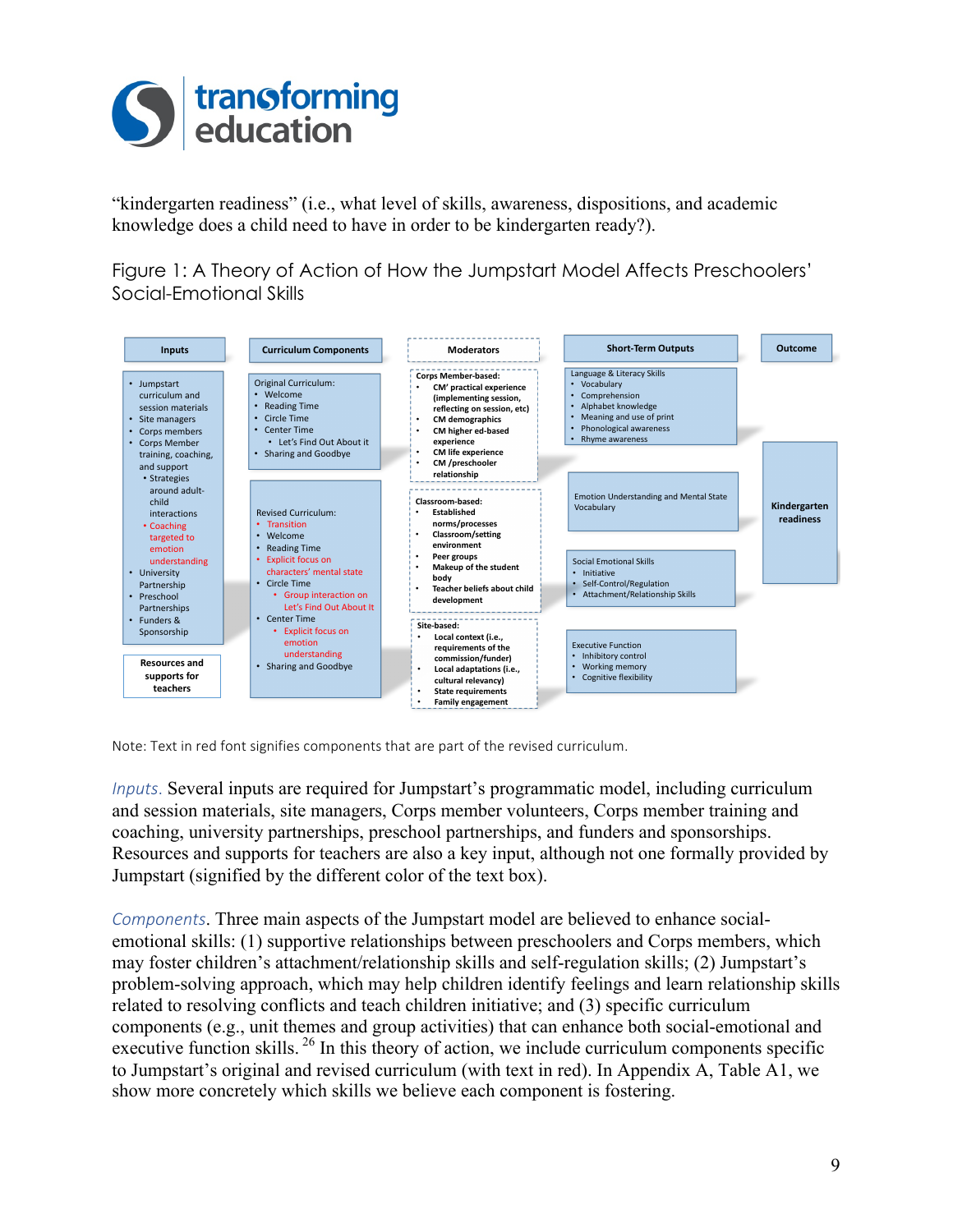"kindergarten readiness" (i.e., what level of skills, awareness, dispositions, and academic knowledge does a child need to have in order to be kindergarten ready?).

Figure 1: A Theory of Action of How the Jumpstart Model Affects Preschoolers' Social-Emotional Skills

| Inputs | Curriculum Components | Moderators | Short-Term Outputs | Outcome |
|---|---|---|---|---|
| • Jumpstart curriculum and session materials<br>• Site managers<br>• Corps members<br>• Corps Member training, coaching, and support<br>  • Strategies around adult-child interactions<br>  • Coaching targeted to emotion understanding<br>• University Partnership<br>• Preschool Partnerships<br>• Funders & Sponsorship | Original Curriculum:<br>• Welcome<br>• Reading Time<br>• Circle Time<br>• Center Time<br>  • Let's Find Out About it<br>• Sharing and Goodbye | Corps Member-based:<br>• CM' practical experience (implementing session, reflecting on session, etc)<br>• CM demographics<br>• CM higher ed-based experience<br>• CM life experience<br>• CM /preschooler relationship | Language & Literacy Skills<br>• Vocabulary<br>• Comprehension<br>• Alphabet knowledge<br>• Meaning and use of print<br>• Phonological awareness<br>• Rhyme awareness | Kindergarten readiness |
| Resources and supports for teachers | Revised Curriculum:<br>• Transition<br>• Welcome<br>• Reading Time<br>• Explicit focus on characters' mental state<br>• Circle Time<br>  • Group interaction on Let's Find Out About It<br>• Center Time<br>  • Explicit focus on emotion understanding<br>• Sharing and Goodbye | Classroom-based:<br>• Established norms/processes<br>• Classroom/setting environment<br>• Peer groups<br>• Makeup of the student body<br>• Teacher beliefs about child development | Emotion Understanding and Mental State Vocabulary | |
| | | Site-based:<br>• Local context (i.e., requirements of the commission/funder)<br>• Local adaptations (i.e., cultural relevancy)<br>• State requirements<br>• Family engagement | Social Emotional Skills<br>• Initiative<br>• Self-Control/Regulation<br>• Attachment/Relationship Skills | |
| | | | Executive Function<br>• Inhibitory control<br>• Working memory<br>• Cognitive flexibility | |

Note: Text in red font signifies components that are part of the revised curriculum.

*Inputs.* Several inputs are required for Jumpstart's programmatic model, including curriculum and session materials, site managers, Corps member volunteers, Corps member training and coaching, university partnerships, preschool partnerships, and funders and sponsorships. Resources and supports for teachers are also a key input, although not one formally provided by Jumpstart (signified by the different color of the text box).

*Components.* Three main aspects of the Jumpstart model are believed to enhance social-emotional skills: (1) supportive relationships between preschoolers and Corps members, which may foster children's attachment/relationship skills and self-regulation skills; (2) Jumpstart's problem-solving approach, which may help children identify feelings and learn relationship skills related to resolving conflicts and teach children initiative; and (3) specific curriculum components (e.g., unit themes and group activities) that can enhance both social-emotional and executive function skills.[26] In this theory of action, we include curriculum components specific to Jumpstart's original and revised curriculum (with text in red). In Appendix A, Table A1, we show more concretely which skills we believe each component is fostering.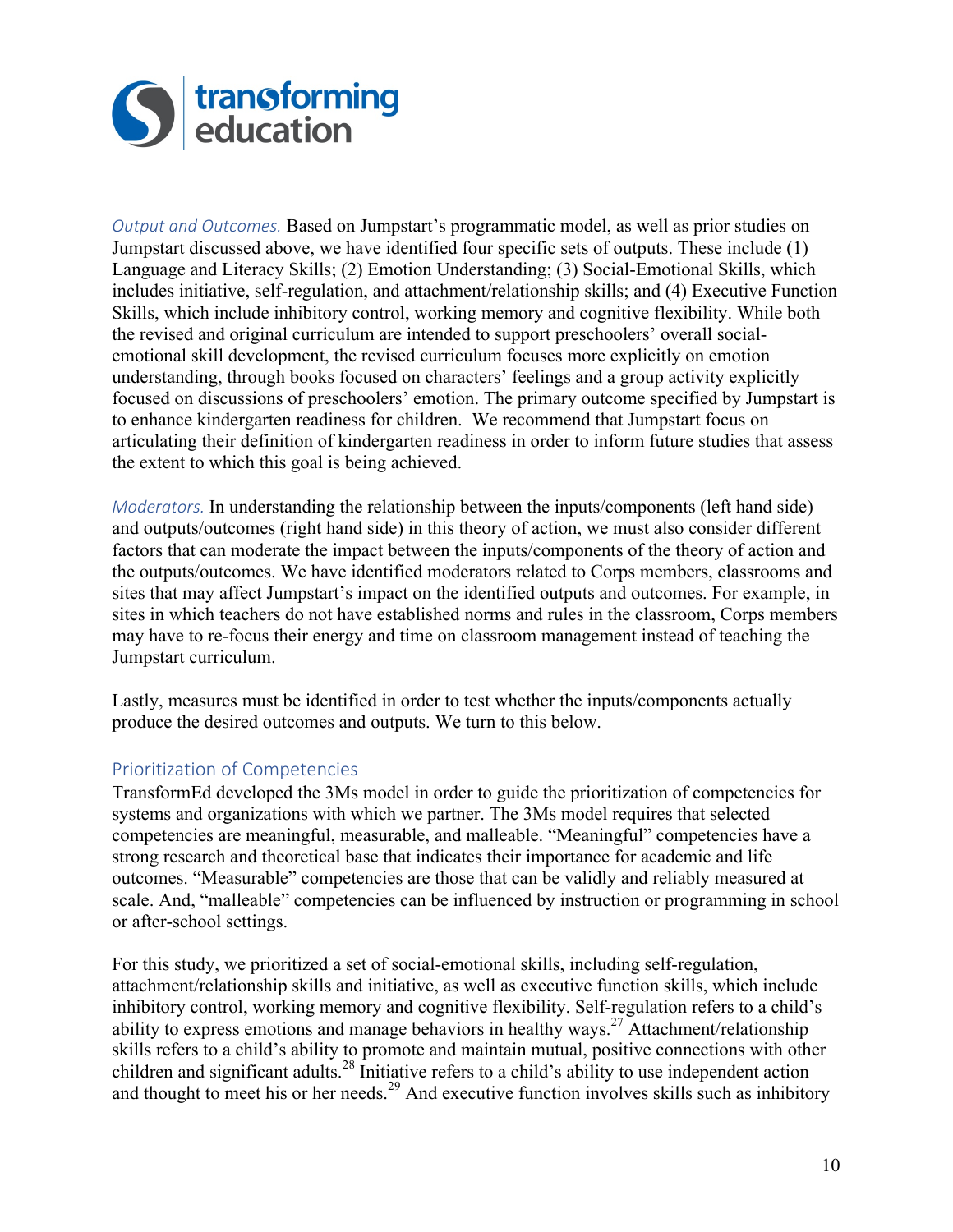*Output and Outcomes.* Based on Jumpstart's programmatic model, as well as prior studies on Jumpstart discussed above, we have identified four specific sets of outputs. These include (1) Language and Literacy Skills; (2) Emotion Understanding; (3) Social-Emotional Skills, which includes initiative, self-regulation, and attachment/relationship skills; and (4) Executive Function Skills, which include inhibitory control, working memory and cognitive flexibility. While both the revised and original curriculum are intended to support preschoolers' overall social-emotional skill development, the revised curriculum focuses more explicitly on emotion understanding, through books focused on characters' feelings and a group activity explicitly focused on discussions of preschoolers' emotion. The primary outcome specified by Jumpstart is to enhance kindergarten readiness for children. We recommend that Jumpstart focus on articulating their definition of kindergarten readiness in order to inform future studies that assess the extent to which this goal is being achieved.

*Moderators.* In understanding the relationship between the inputs/components (left hand side) and outputs/outcomes (right hand side) in this theory of action, we must also consider different factors that can moderate the impact between the inputs/components of the theory of action and the outputs/outcomes. We have identified moderators related to Corps members, classrooms and sites that may affect Jumpstart's impact on the identified outputs and outcomes. For example, in sites in which teachers do not have established norms and rules in the classroom, Corps members may have to re-focus their energy and time on classroom management instead of teaching the Jumpstart curriculum.

Lastly, measures must be identified in order to test whether the inputs/components actually produce the desired outcomes and outputs. We turn to this below.

## Prioritization of Competencies

TransformEd developed the 3Ms model in order to guide the prioritization of competencies for systems and organizations with which we partner. The 3Ms model requires that selected competencies are meaningful, measurable, and malleable. "Meaningful" competencies have a strong research and theoretical base that indicates their importance for academic and life outcomes. "Measurable" competencies are those that can be validly and reliably measured at scale. And, "malleable" competencies can be influenced by instruction or programming in school or after-school settings.

For this study, we prioritized a set of social-emotional skills, including self-regulation, attachment/relationship skills and initiative, as well as executive function skills, which include inhibitory control, working memory and cognitive flexibility. Self-regulation refers to a child's ability to express emotions and manage behaviors in healthy ways.[27] Attachment/relationship skills refers to a child's ability to promote and maintain mutual, positive connections with other children and significant adults.[28] Initiative refers to a child's ability to use independent action and thought to meet his or her needs.[29] And executive function involves skills such as inhibitory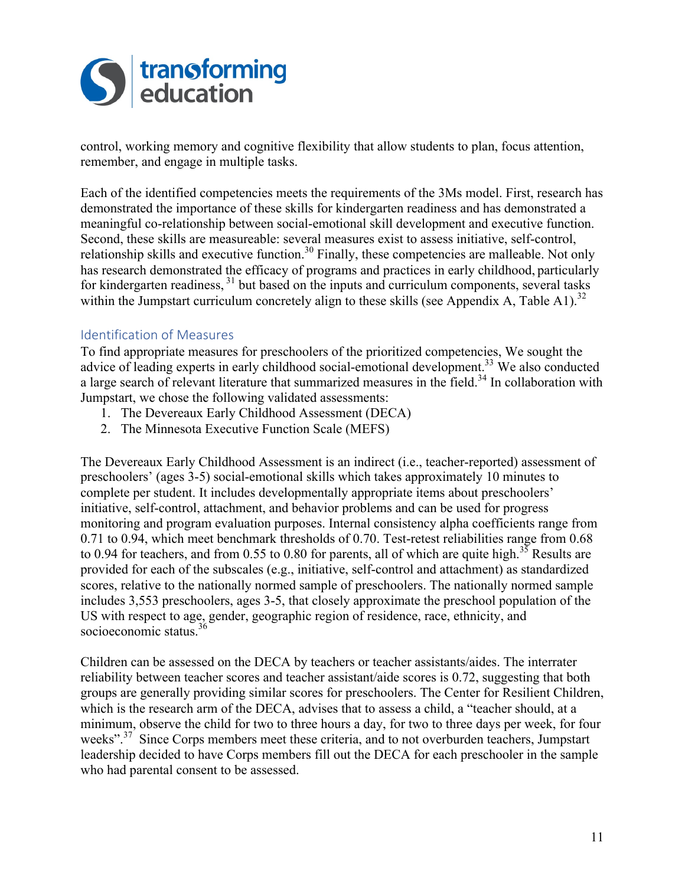control, working memory and cognitive flexibility that allow students to plan, focus attention, remember, and engage in multiple tasks.

Each of the identified competencies meets the requirements of the 3Ms model. First, research has demonstrated the importance of these skills for kindergarten readiness and has demonstrated a meaningful co-relationship between social-emotional skill development and executive function. Second, these skills are measureable: several measures exist to assess initiative, self-control, relationship skills and executive function.[30] Finally, these competencies are malleable. Not only has research demonstrated the efficacy of programs and practices in early childhood, particularly for kindergarten readiness,[31] but based on the inputs and curriculum components, several tasks within the Jumpstart curriculum concretely align to these skills (see Appendix A, Table A1).[32]

## Identification of Measures

To find appropriate measures for preschoolers of the prioritized competencies, We sought the advice of leading experts in early childhood social-emotional development.[33] We also conducted a large search of relevant literature that summarized measures in the field.[34] In collaboration with Jumpstart, we chose the following validated assessments:

1. The Devereaux Early Childhood Assessment (DECA)
2. The Minnesota Executive Function Scale (MEFS)

The Devereaux Early Childhood Assessment is an indirect (i.e., teacher-reported) assessment of preschoolers' (ages 3-5) social-emotional skills which takes approximately 10 minutes to complete per student. It includes developmentally appropriate items about preschoolers' initiative, self-control, attachment, and behavior problems and can be used for progress monitoring and program evaluation purposes. Internal consistency alpha coefficients range from 0.71 to 0.94, which meet benchmark thresholds of 0.70. Test-retest reliabilities range from 0.68 to 0.94 for teachers, and from 0.55 to 0.80 for parents, all of which are quite high.[35] Results are provided for each of the subscales (e.g., initiative, self-control and attachment) as standardized scores, relative to the nationally normed sample of preschoolers. The nationally normed sample includes 3,553 preschoolers, ages 3-5, that closely approximate the preschool population of the US with respect to age, gender, geographic region of residence, race, ethnicity, and socioeconomic status.[36]

Children can be assessed on the DECA by teachers or teacher assistants/aides. The interrater reliability between teacher scores and teacher assistant/aide scores is 0.72, suggesting that both groups are generally providing similar scores for preschoolers. The Center for Resilient Children, which is the research arm of the DECA, advises that to assess a child, a "teacher should, at a minimum, observe the child for two to three hours a day, for two to three days per week, for four weeks".[37] Since Corps members meet these criteria, and to not overburden teachers, Jumpstart leadership decided to have Corps members fill out the DECA for each preschooler in the sample who had parental consent to be assessed.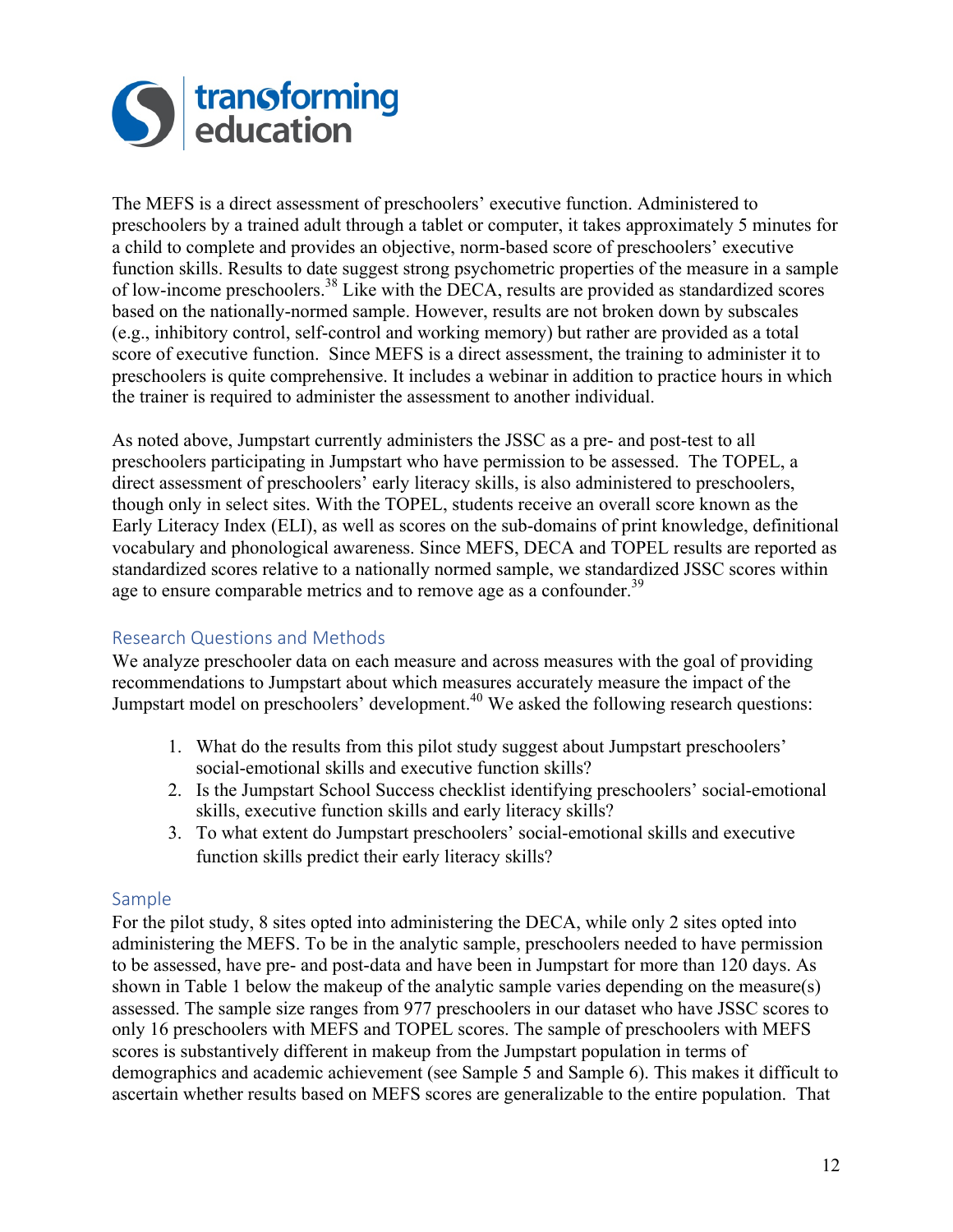The MEFS is a direct assessment of preschoolers' executive function. Administered to preschoolers by a trained adult through a tablet or computer, it takes approximately 5 minutes for a child to complete and provides an objective, norm-based score of preschoolers' executive function skills. Results to date suggest strong psychometric properties of the measure in a sample of low-income preschoolers.[38] Like with the DECA, results are provided as standardized scores based on the nationally-normed sample. However, results are not broken down by subscales (e.g., inhibitory control, self-control and working memory) but rather are provided as a total score of executive function. Since MEFS is a direct assessment, the training to administer it to preschoolers is quite comprehensive. It includes a webinar in addition to practice hours in which the trainer is required to administer the assessment to another individual.

As noted above, Jumpstart currently administers the JSSC as a pre- and post-test to all preschoolers participating in Jumpstart who have permission to be assessed. The TOPEL, a direct assessment of preschoolers' early literacy skills, is also administered to preschoolers, though only in select sites. With the TOPEL, students receive an overall score known as the Early Literacy Index (ELI), as well as scores on the sub-domains of print knowledge, definitional vocabulary and phonological awareness. Since MEFS, DECA and TOPEL results are reported as standardized scores relative to a nationally normed sample, we standardized JSSC scores within age to ensure comparable metrics and to remove age as a confounder.[39]

## Research Questions and Methods

We analyze preschooler data on each measure and across measures with the goal of providing recommendations to Jumpstart about which measures accurately measure the impact of the Jumpstart model on preschoolers' development.[40] We asked the following research questions:

1. What do the results from this pilot study suggest about Jumpstart preschoolers' social-emotional skills and executive function skills?
2. Is the Jumpstart School Success checklist identifying preschoolers' social-emotional skills, executive function skills and early literacy skills?
3. To what extent do Jumpstart preschoolers' social-emotional skills and executive function skills predict their early literacy skills?

## Sample

For the pilot study, 8 sites opted into administering the DECA, while only 2 sites opted into administering the MEFS. To be in the analytic sample, preschoolers needed to have permission to be assessed, have pre- and post-data and have been in Jumpstart for more than 120 days. As shown in Table 1 below the makeup of the analytic sample varies depending on the measure(s) assessed. The sample size ranges from 977 preschoolers in our dataset who have JSSC scores to only 16 preschoolers with MEFS and TOPEL scores. The sample of preschoolers with MEFS scores is substantively different in makeup from the Jumpstart population in terms of demographics and academic achievement (see Sample 5 and Sample 6). This makes it difficult to ascertain whether results based on MEFS scores are generalizable to the entire population. That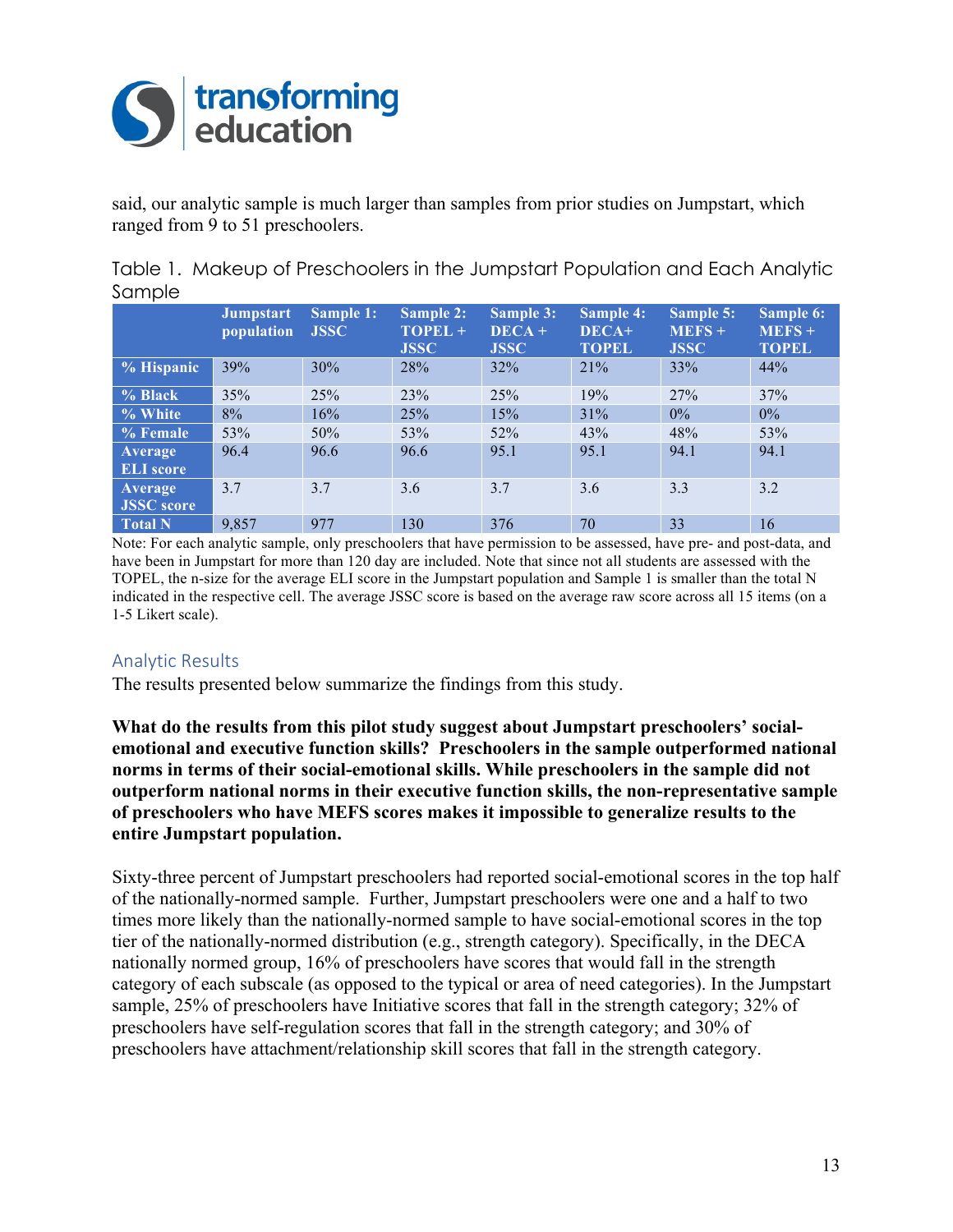said, our analytic sample is much larger than samples from prior studies on Jumpstart, which ranged from 9 to 51 preschoolers.

Table 1. Makeup of Preschoolers in the Jumpstart Population and Each Analytic Sample

| | Jumpstart population | Sample 1: JSSC | Sample 2: TOPEL + JSSC | Sample 3: DECA + JSSC | Sample 4: DECA+ TOPEL | Sample 5: MEFS + JSSC | Sample 6: MEFS + TOPEL |
|---|---|---|---|---|---|---|---|
| % Hispanic | 39% | 30% | 28% | 32% | 21% | 33% | 44% |
| % Black | 35% | 25% | 23% | 25% | 19% | 27% | 37% |
| % White | 8% | 16% | 25% | 15% | 31% | 0% | 0% |
| % Female | 53% | 50% | 53% | 52% | 43% | 48% | 53% |
| Average ELI score | 96.4 | 96.6 | 96.6 | 95.1 | 95.1 | 94.1 | 94.1 |
| Average JSSC score | 3.7 | 3.7 | 3.6 | 3.7 | 3.6 | 3.3 | 3.2 |
| Total N | 9,857 | 977 | 130 | 376 | 70 | 33 | 16 |

Note: For each analytic sample, only preschoolers that have permission to be assessed, have pre- and post-data, and have been in Jumpstart for more than 120 day are included. Note that since not all students are assessed with the TOPEL, the n-size for the average ELI score in the Jumpstart population and Sample 1 is smaller than the total N indicated in the respective cell. The average JSSC score is based on the average raw score across all 15 items (on a 1-5 Likert scale).

## Analytic Results

The results presented below summarize the findings from this study.

**What do the results from this pilot study suggest about Jumpstart preschoolers' social-emotional and executive function skills? Preschoolers in the sample outperformed national norms in terms of their social-emotional skills. While preschoolers in the sample did not outperform national norms in their executive function skills, the non-representative sample of preschoolers who have MEFS scores makes it impossible to generalize results to the entire Jumpstart population.**

Sixty-three percent of Jumpstart preschoolers had reported social-emotional scores in the top half of the nationally-normed sample. Further, Jumpstart preschoolers were one and a half to two times more likely than the nationally-normed sample to have social-emotional scores in the top tier of the nationally-normed distribution (e.g., strength category). Specifically, in the DECA nationally normed group, 16% of preschoolers have scores that would fall in the strength category of each subscale (as opposed to the typical or area of need categories). In the Jumpstart sample, 25% of preschoolers have Initiative scores that fall in the strength category; 32% of preschoolers have self-regulation scores that fall in the strength category; and 30% of preschoolers have attachment/relationship skill scores that fall in the strength category.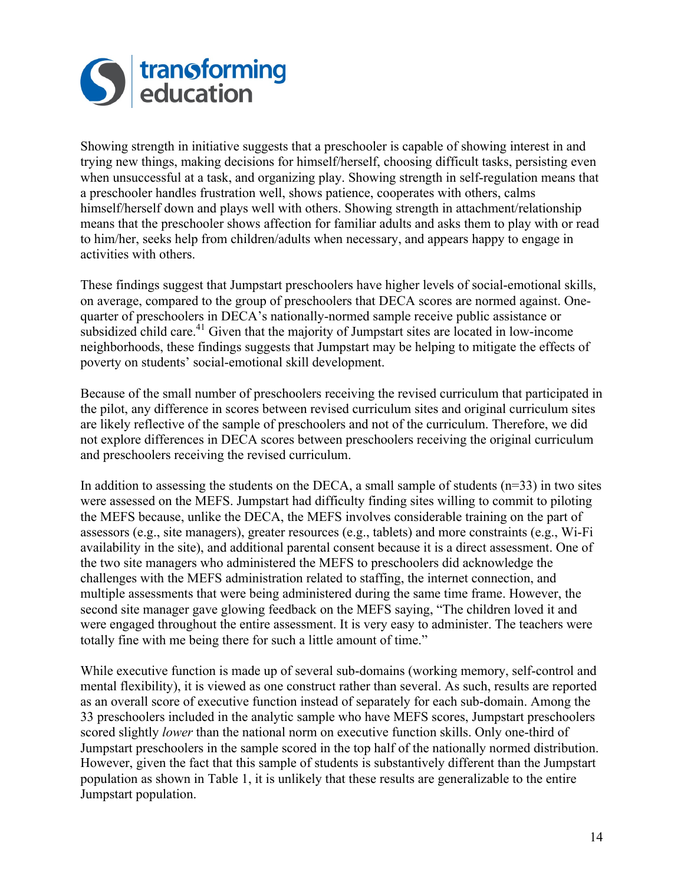Showing strength in initiative suggests that a preschooler is capable of showing interest in and trying new things, making decisions for himself/herself, choosing difficult tasks, persisting even when unsuccessful at a task, and organizing play. Showing strength in self-regulation means that a preschooler handles frustration well, shows patience, cooperates with others, calms himself/herself down and plays well with others. Showing strength in attachment/relationship means that the preschooler shows affection for familiar adults and asks them to play with or read to him/her, seeks help from children/adults when necessary, and appears happy to engage in activities with others.

These findings suggest that Jumpstart preschoolers have higher levels of social-emotional skills, on average, compared to the group of preschoolers that DECA scores are normed against. One-quarter of preschoolers in DECA's nationally-normed sample receive public assistance or subsidized child care.[41] Given that the majority of Jumpstart sites are located in low-income neighborhoods, these findings suggests that Jumpstart may be helping to mitigate the effects of poverty on students' social-emotional skill development.

Because of the small number of preschoolers receiving the revised curriculum that participated in the pilot, any difference in scores between revised curriculum sites and original curriculum sites are likely reflective of the sample of preschoolers and not of the curriculum. Therefore, we did not explore differences in DECA scores between preschoolers receiving the original curriculum and preschoolers receiving the revised curriculum.

In addition to assessing the students on the DECA, a small sample of students (n=33) in two sites were assessed on the MEFS. Jumpstart had difficulty finding sites willing to commit to piloting the MEFS because, unlike the DECA, the MEFS involves considerable training on the part of assessors (e.g., site managers), greater resources (e.g., tablets) and more constraints (e.g., Wi-Fi availability in the site), and additional parental consent because it is a direct assessment. One of the two site managers who administered the MEFS to preschoolers did acknowledge the challenges with the MEFS administration related to staffing, the internet connection, and multiple assessments that were being administered during the same time frame. However, the second site manager gave glowing feedback on the MEFS saying, "The children loved it and were engaged throughout the entire assessment. It is very easy to administer. The teachers were totally fine with me being there for such a little amount of time."

While executive function is made up of several sub-domains (working memory, self-control and mental flexibility), it is viewed as one construct rather than several. As such, results are reported as an overall score of executive function instead of separately for each sub-domain. Among the 33 preschoolers included in the analytic sample who have MEFS scores, Jumpstart preschoolers scored slightly *lower* than the national norm on executive function skills. Only one-third of Jumpstart preschoolers in the sample scored in the top half of the nationally normed distribution. However, given the fact that this sample of students is substantively different than the Jumpstart population as shown in Table 1, it is unlikely that these results are generalizable to the entire Jumpstart population.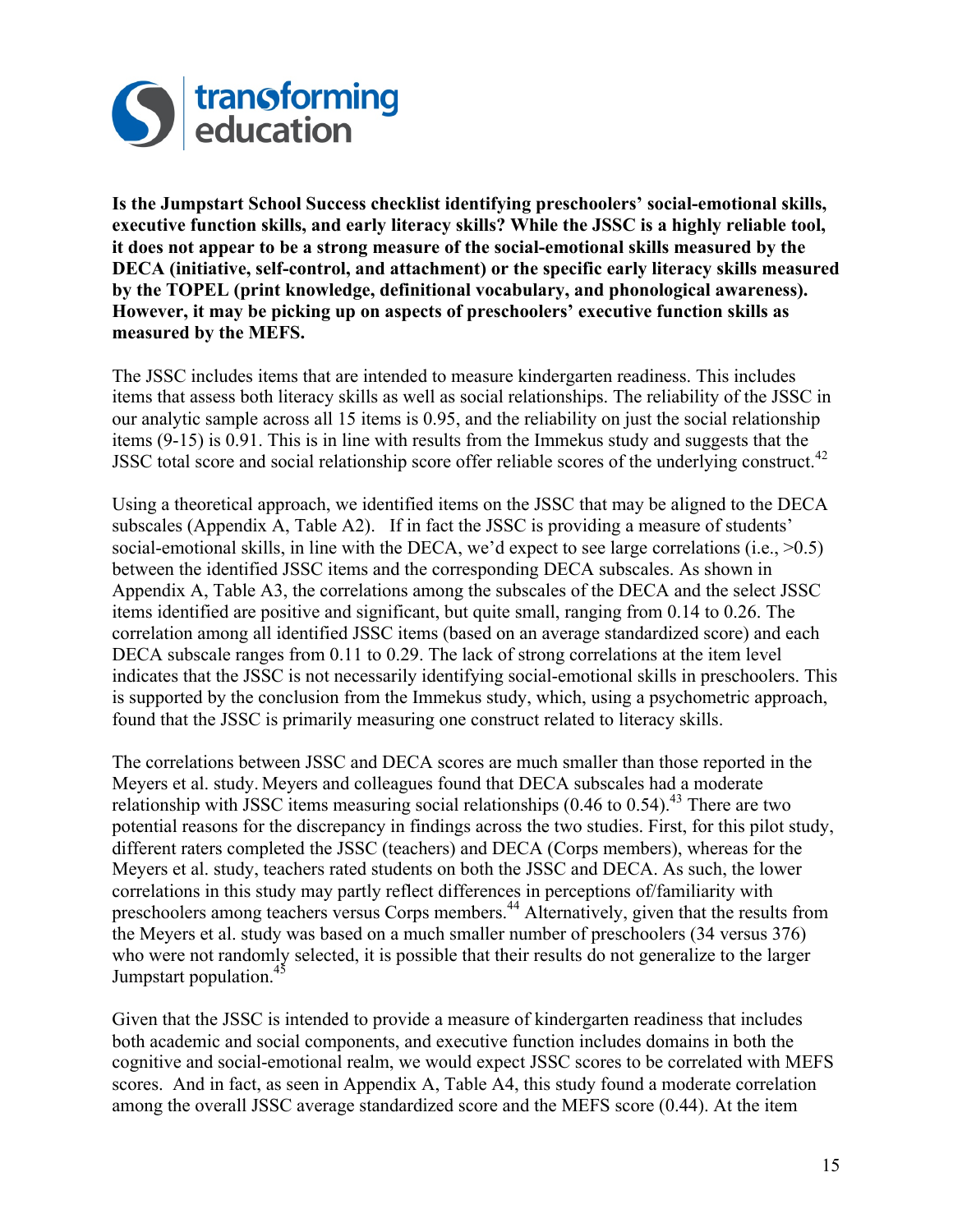**Is the Jumpstart School Success checklist identifying preschoolers' social-emotional skills, executive function skills, and early literacy skills? While the JSSC is a highly reliable tool, it does not appear to be a strong measure of the social-emotional skills measured by the DECA (initiative, self-control, and attachment) or the specific early literacy skills measured by the TOPEL (print knowledge, definitional vocabulary, and phonological awareness). However, it may be picking up on aspects of preschoolers' executive function skills as measured by the MEFS.**

The JSSC includes items that are intended to measure kindergarten readiness. This includes items that assess both literacy skills as well as social relationships. The reliability of the JSSC in our analytic sample across all 15 items is 0.95, and the reliability on just the social relationship items (9-15) is 0.91. This is in line with results from the Immekus study and suggests that the JSSC total score and social relationship score offer reliable scores of the underlying construct.[42]

Using a theoretical approach, we identified items on the JSSC that may be aligned to the DECA subscales (Appendix A, Table A2). If in fact the JSSC is providing a measure of students' social-emotional skills, in line with the DECA, we'd expect to see large correlations (i.e., >0.5) between the identified JSSC items and the corresponding DECA subscales. As shown in Appendix A, Table A3, the correlations among the subscales of the DECA and the select JSSC items identified are positive and significant, but quite small, ranging from 0.14 to 0.26. The correlation among all identified JSSC items (based on an average standardized score) and each DECA subscale ranges from 0.11 to 0.29. The lack of strong correlations at the item level indicates that the JSSC is not necessarily identifying social-emotional skills in preschoolers. This is supported by the conclusion from the Immekus study, which, using a psychometric approach, found that the JSSC is primarily measuring one construct related to literacy skills.

The correlations between JSSC and DECA scores are much smaller than those reported in the Meyers et al. study. Meyers and colleagues found that DECA subscales had a moderate relationship with JSSC items measuring social relationships (0.46 to 0.54).[43] There are two potential reasons for the discrepancy in findings across the two studies. First, for this pilot study, different raters completed the JSSC (teachers) and DECA (Corps members), whereas for the Meyers et al. study, teachers rated students on both the JSSC and DECA. As such, the lower correlations in this study may partly reflect differences in perceptions of/familiarity with preschoolers among teachers versus Corps members.[44] Alternatively, given that the results from the Meyers et al. study was based on a much smaller number of preschoolers (34 versus 376) who were not randomly selected, it is possible that their results do not generalize to the larger Jumpstart population.[45]

Given that the JSSC is intended to provide a measure of kindergarten readiness that includes both academic and social components, and executive function includes domains in both the cognitive and social-emotional realm, we would expect JSSC scores to be correlated with MEFS scores. And in fact, as seen in Appendix A, Table A4, this study found a moderate correlation among the overall JSSC average standardized score and the MEFS score (0.44). At the item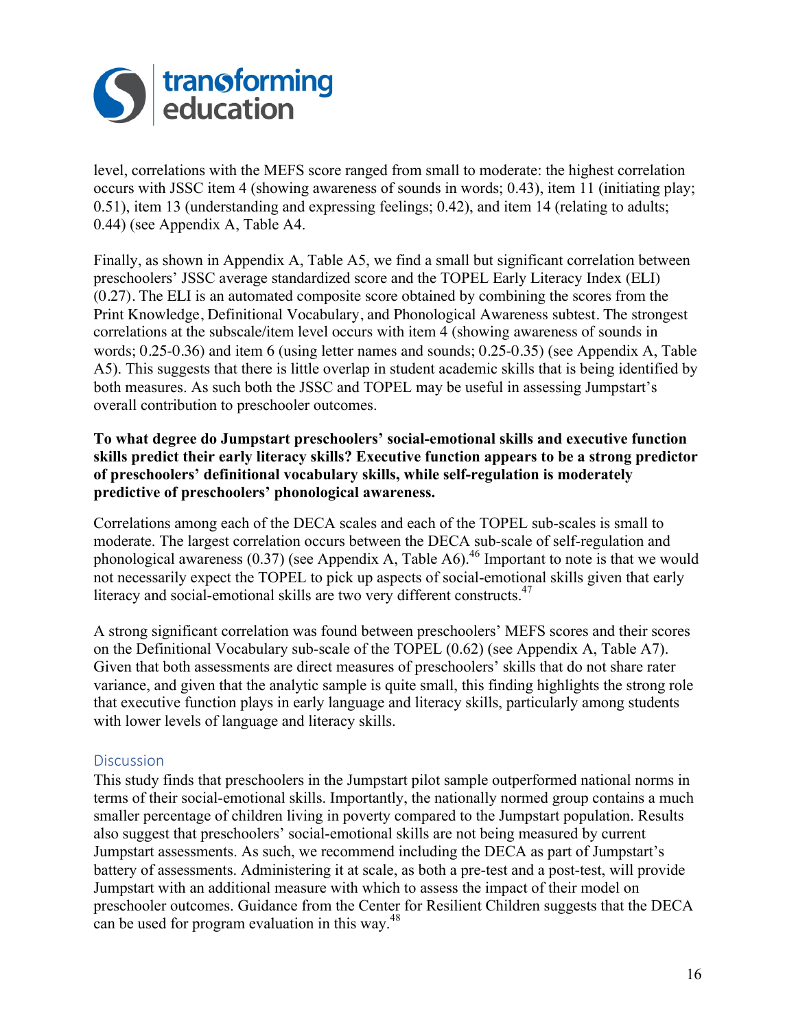level, correlations with the MEFS score ranged from small to moderate: the highest correlation occurs with JSSC item 4 (showing awareness of sounds in words; 0.43), item 11 (initiating play; 0.51), item 13 (understanding and expressing feelings; 0.42), and item 14 (relating to adults; 0.44) (see Appendix A, Table A4.

Finally, as shown in Appendix A, Table A5, we find a small but significant correlation between preschoolers' JSSC average standardized score and the TOPEL Early Literacy Index (ELI) (0.27). The ELI is an automated composite score obtained by combining the scores from the Print Knowledge, Definitional Vocabulary, and Phonological Awareness subtest. The strongest correlations at the subscale/item level occurs with item 4 (showing awareness of sounds in words; 0.25-0.36) and item 6 (using letter names and sounds; 0.25-0.35) (see Appendix A, Table A5). This suggests that there is little overlap in student academic skills that is being identified by both measures. As such both the JSSC and TOPEL may be useful in assessing Jumpstart's overall contribution to preschooler outcomes.

**To what degree do Jumpstart preschoolers' social-emotional skills and executive function skills predict their early literacy skills? Executive function appears to be a strong predictor of preschoolers' definitional vocabulary skills, while self-regulation is moderately predictive of preschoolers' phonological awareness.**

Correlations among each of the DECA scales and each of the TOPEL sub-scales is small to moderate. The largest correlation occurs between the DECA sub-scale of self-regulation and phonological awareness (0.37) (see Appendix A, Table A6).[46] Important to note is that we would not necessarily expect the TOPEL to pick up aspects of social-emotional skills given that early literacy and social-emotional skills are two very different constructs.[47]

A strong significant correlation was found between preschoolers' MEFS scores and their scores on the Definitional Vocabulary sub-scale of the TOPEL (0.62) (see Appendix A, Table A7). Given that both assessments are direct measures of preschoolers' skills that do not share rater variance, and given that the analytic sample is quite small, this finding highlights the strong role that executive function plays in early language and literacy skills, particularly among students with lower levels of language and literacy skills.

## Discussion

This study finds that preschoolers in the Jumpstart pilot sample outperformed national norms in terms of their social-emotional skills. Importantly, the nationally normed group contains a much smaller percentage of children living in poverty compared to the Jumpstart population. Results also suggest that preschoolers' social-emotional skills are not being measured by current Jumpstart assessments. As such, we recommend including the DECA as part of Jumpstart's battery of assessments. Administering it at scale, as both a pre-test and a post-test, will provide Jumpstart with an additional measure with which to assess the impact of their model on preschooler outcomes. Guidance from the Center for Resilient Children suggests that the DECA can be used for program evaluation in this way.[48]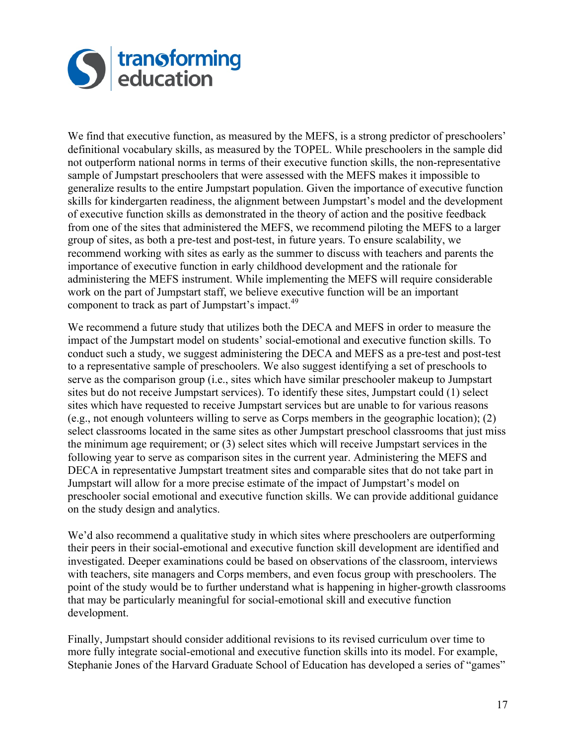We find that executive function, as measured by the MEFS, is a strong predictor of preschoolers' definitional vocabulary skills, as measured by the TOPEL. While preschoolers in the sample did not outperform national norms in terms of their executive function skills, the non-representative sample of Jumpstart preschoolers that were assessed with the MEFS makes it impossible to generalize results to the entire Jumpstart population. Given the importance of executive function skills for kindergarten readiness, the alignment between Jumpstart's model and the development of executive function skills as demonstrated in the theory of action and the positive feedback from one of the sites that administered the MEFS, we recommend piloting the MEFS to a larger group of sites, as both a pre-test and post-test, in future years. To ensure scalability, we recommend working with sites as early as the summer to discuss with teachers and parents the importance of executive function in early childhood development and the rationale for administering the MEFS instrument. While implementing the MEFS will require considerable work on the part of Jumpstart staff, we believe executive function will be an important component to track as part of Jumpstart's impact.[49]

We recommend a future study that utilizes both the DECA and MEFS in order to measure the impact of the Jumpstart model on students' social-emotional and executive function skills. To conduct such a study, we suggest administering the DECA and MEFS as a pre-test and post-test to a representative sample of preschoolers. We also suggest identifying a set of preschools to serve as the comparison group (i.e., sites which have similar preschooler makeup to Jumpstart sites but do not receive Jumpstart services). To identify these sites, Jumpstart could (1) select sites which have requested to receive Jumpstart services but are unable to for various reasons (e.g., not enough volunteers willing to serve as Corps members in the geographic location); (2) select classrooms located in the same sites as other Jumpstart preschool classrooms that just miss the minimum age requirement; or (3) select sites which will receive Jumpstart services in the following year to serve as comparison sites in the current year. Administering the MEFS and DECA in representative Jumpstart treatment sites and comparable sites that do not take part in Jumpstart will allow for a more precise estimate of the impact of Jumpstart's model on preschooler social emotional and executive function skills. We can provide additional guidance on the study design and analytics.

We'd also recommend a qualitative study in which sites where preschoolers are outperforming their peers in their social-emotional and executive function skill development are identified and investigated. Deeper examinations could be based on observations of the classroom, interviews with teachers, site managers and Corps members, and even focus group with preschoolers. The point of the study would be to further understand what is happening in higher-growth classrooms that may be particularly meaningful for social-emotional skill and executive function development.

Finally, Jumpstart should consider additional revisions to its revised curriculum over time to more fully integrate social-emotional and executive function skills into its model. For example, Stephanie Jones of the Harvard Graduate School of Education has developed a series of "games"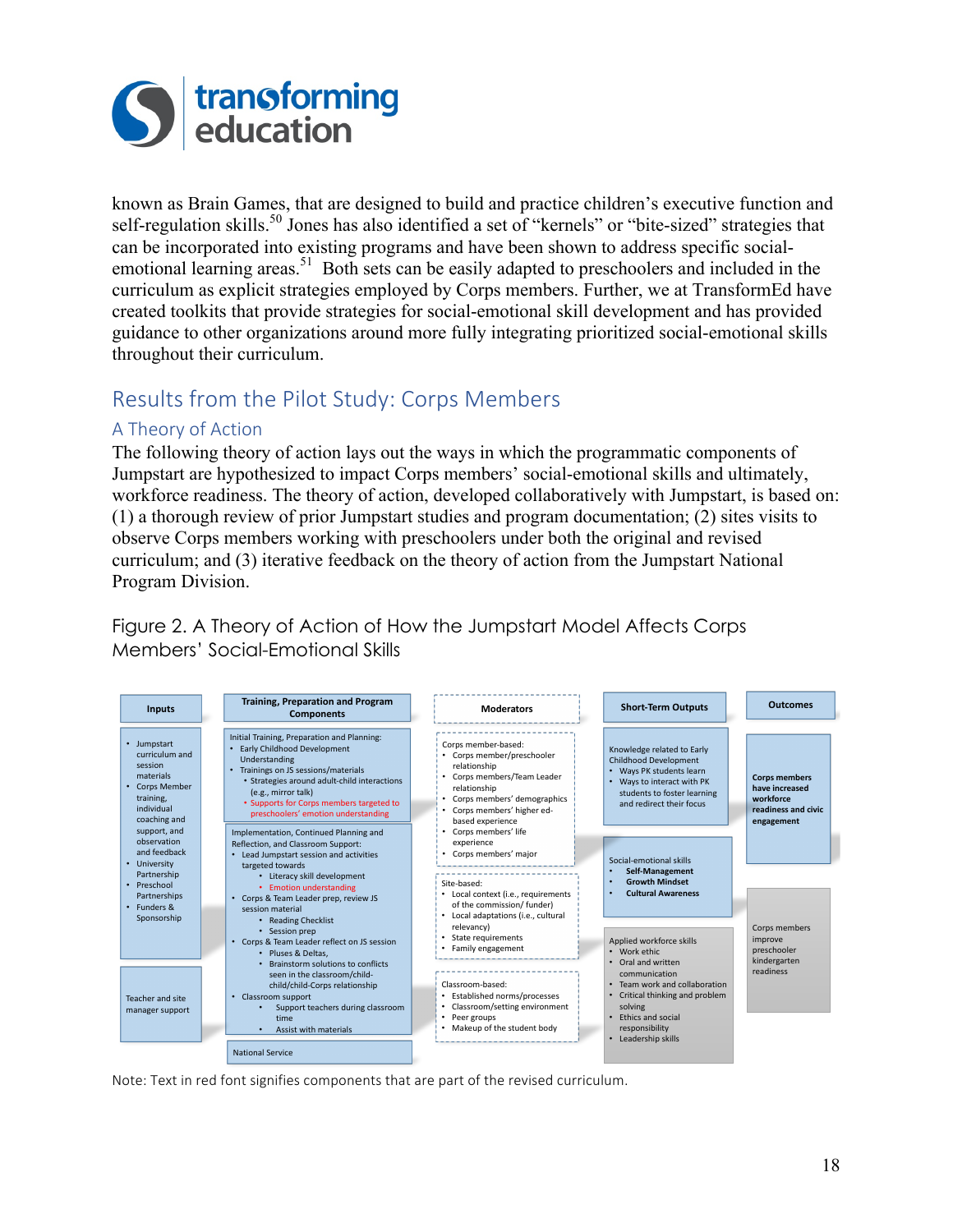known as Brain Games, that are designed to build and practice children's executive function and self-regulation skills.[50] Jones has also identified a set of "kernels" or "bite-sized" strategies that can be incorporated into existing programs and have been shown to address specific social-emotional learning areas.[51] Both sets can be easily adapted to preschoolers and included in the curriculum as explicit strategies employed by Corps members. Further, we at TransformEd have created toolkits that provide strategies for social-emotional skill development and has provided guidance to other organizations around more fully integrating prioritized social-emotional skills throughout their curriculum.

## Results from the Pilot Study: Corps Members

### A Theory of Action

The following theory of action lays out the ways in which the programmatic components of Jumpstart are hypothesized to impact Corps members' social-emotional skills and ultimately, workforce readiness. The theory of action, developed collaboratively with Jumpstart, is based on: (1) a thorough review of prior Jumpstart studies and program documentation; (2) sites visits to observe Corps members working with preschoolers under both the original and revised curriculum; and (3) iterative feedback on the theory of action from the Jumpstart National Program Division.

Figure 2. A Theory of Action of How the Jumpstart Model Affects Corps Members' Social-Emotional Skills

**Inputs**

- Jumpstart curriculum and session materials
- Corps Member training, individual coaching and support, and observation and feedback
- University Partnership
- Preschool Partnerships
- Funders & Sponsorship

Teacher and site manager support

**Training, Preparation and Program Components**

Initial Training, Preparation and Planning:
- Early Childhood Development Understanding
- Trainings on JS sessions/materials
  - Strategies around adult-child interactions (e.g., mirror talk)
  - Supports for Corps members targeted to preschoolers' emotion understanding

Implementation, Continued Planning and Reflection, and Classroom Support:
- Lead Jumpstart session and activities targeted towards
  - Literacy skill development
  - Emotion understanding
- Corps & Team Leader prep, review JS session material
  - Reading Checklist
  - Session prep
- Corps & Team Leader reflect on JS session
  - Pluses & Deltas,
  - Brainstorm solutions to conflicts seen in the classroom/child-child/child-Corps relationship
- Classroom support
  - Support teachers during classroom time
  - Assist with materials

National Service

**Moderators**

Corps member-based:
- Corps member/preschooler relationship
- Corps members/Team Leader relationship
- Corps members' demographics
- Corps members' higher ed-based experience
- Corps members' life experience
- Corps members' major

Site-based:
- Local context (i.e., requirements of the commission/ funder)
- Local adaptations (i.e., cultural relevancy)
- State requirements
- Family engagement

Classroom-based:
- Established norms/processes
- Classroom/setting environment
- Peer groups
- Makeup of the student body

**Short-Term Outputs**

Knowledge related to Early Childhood Development
- Ways PK students learn
- Ways to interact with PK students to foster learning and redirect their focus

Social-emotional skills
- **Self-Management**
- **Growth Mindset**
- **Cultural Awareness**

Applied workforce skills
- Work ethic
- Oral and written communication
- Team work and collaboration
- Critical thinking and problem solving
- Ethics and social responsibility
- Leadership skills

**Outcomes**

**Corps members have increased workforce readiness and civic engagement**

Corps members improve preschooler kindergarten readiness

Note: Text in red font signifies components that are part of the revised curriculum.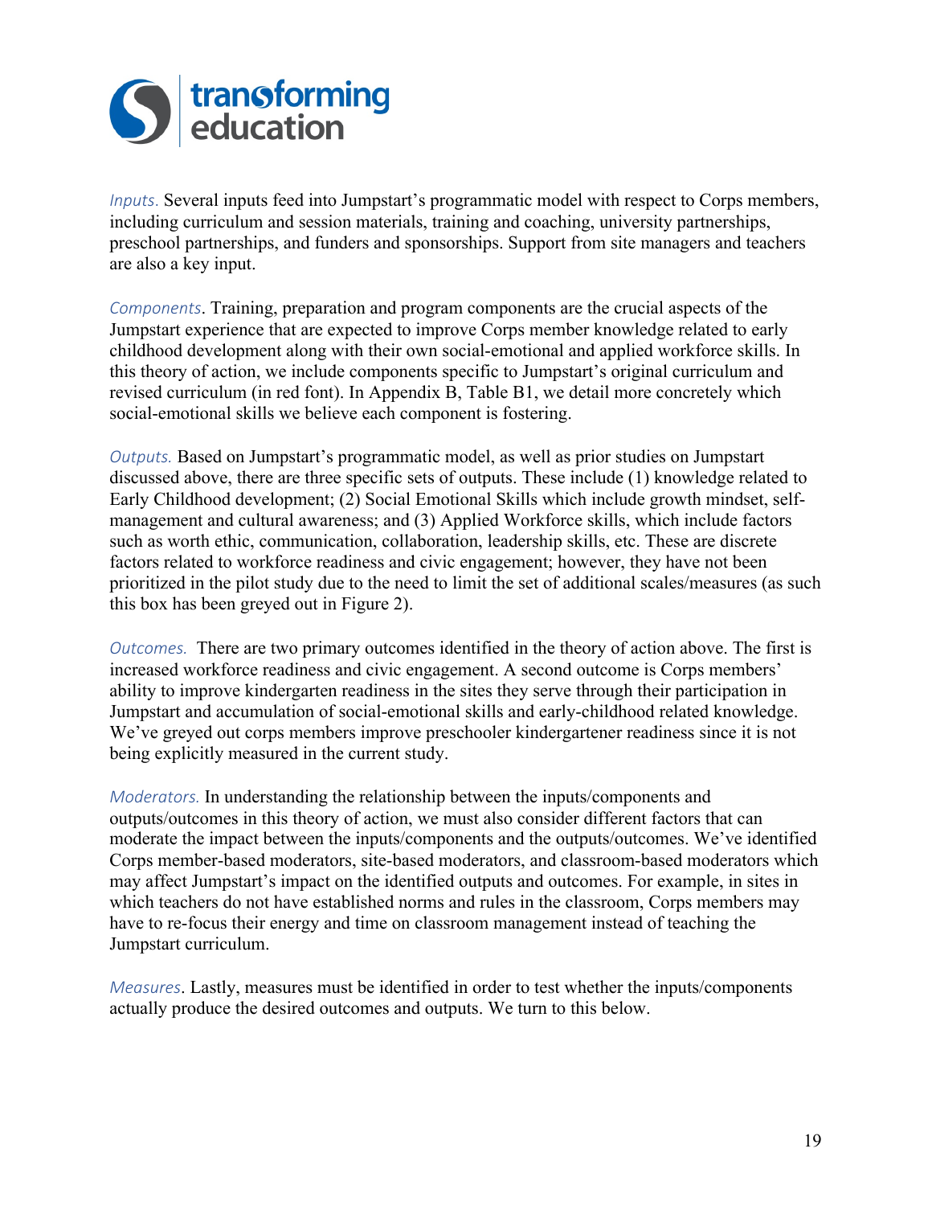*Inputs.* Several inputs feed into Jumpstart's programmatic model with respect to Corps members, including curriculum and session materials, training and coaching, university partnerships, preschool partnerships, and funders and sponsorships. Support from site managers and teachers are also a key input.

*Components*. Training, preparation and program components are the crucial aspects of the Jumpstart experience that are expected to improve Corps member knowledge related to early childhood development along with their own social-emotional and applied workforce skills. In this theory of action, we include components specific to Jumpstart's original curriculum and revised curriculum (in red font). In Appendix B, Table B1, we detail more concretely which social-emotional skills we believe each component is fostering.

*Outputs.* Based on Jumpstart's programmatic model, as well as prior studies on Jumpstart discussed above, there are three specific sets of outputs. These include (1) knowledge related to Early Childhood development; (2) Social Emotional Skills which include growth mindset, self-management and cultural awareness; and (3) Applied Workforce skills, which include factors such as worth ethic, communication, collaboration, leadership skills, etc. These are discrete factors related to workforce readiness and civic engagement; however, they have not been prioritized in the pilot study due to the need to limit the set of additional scales/measures (as such this box has been greyed out in Figure 2).

*Outcomes.* There are two primary outcomes identified in the theory of action above. The first is increased workforce readiness and civic engagement. A second outcome is Corps members' ability to improve kindergarten readiness in the sites they serve through their participation in Jumpstart and accumulation of social-emotional skills and early-childhood related knowledge. We've greyed out corps members improve preschooler kindergartener readiness since it is not being explicitly measured in the current study.

*Moderators.* In understanding the relationship between the inputs/components and outputs/outcomes in this theory of action, we must also consider different factors that can moderate the impact between the inputs/components and the outputs/outcomes. We've identified Corps member-based moderators, site-based moderators, and classroom-based moderators which may affect Jumpstart's impact on the identified outputs and outcomes. For example, in sites in which teachers do not have established norms and rules in the classroom, Corps members may have to re-focus their energy and time on classroom management instead of teaching the Jumpstart curriculum.

*Measures*. Lastly, measures must be identified in order to test whether the inputs/components actually produce the desired outcomes and outputs. We turn to this below.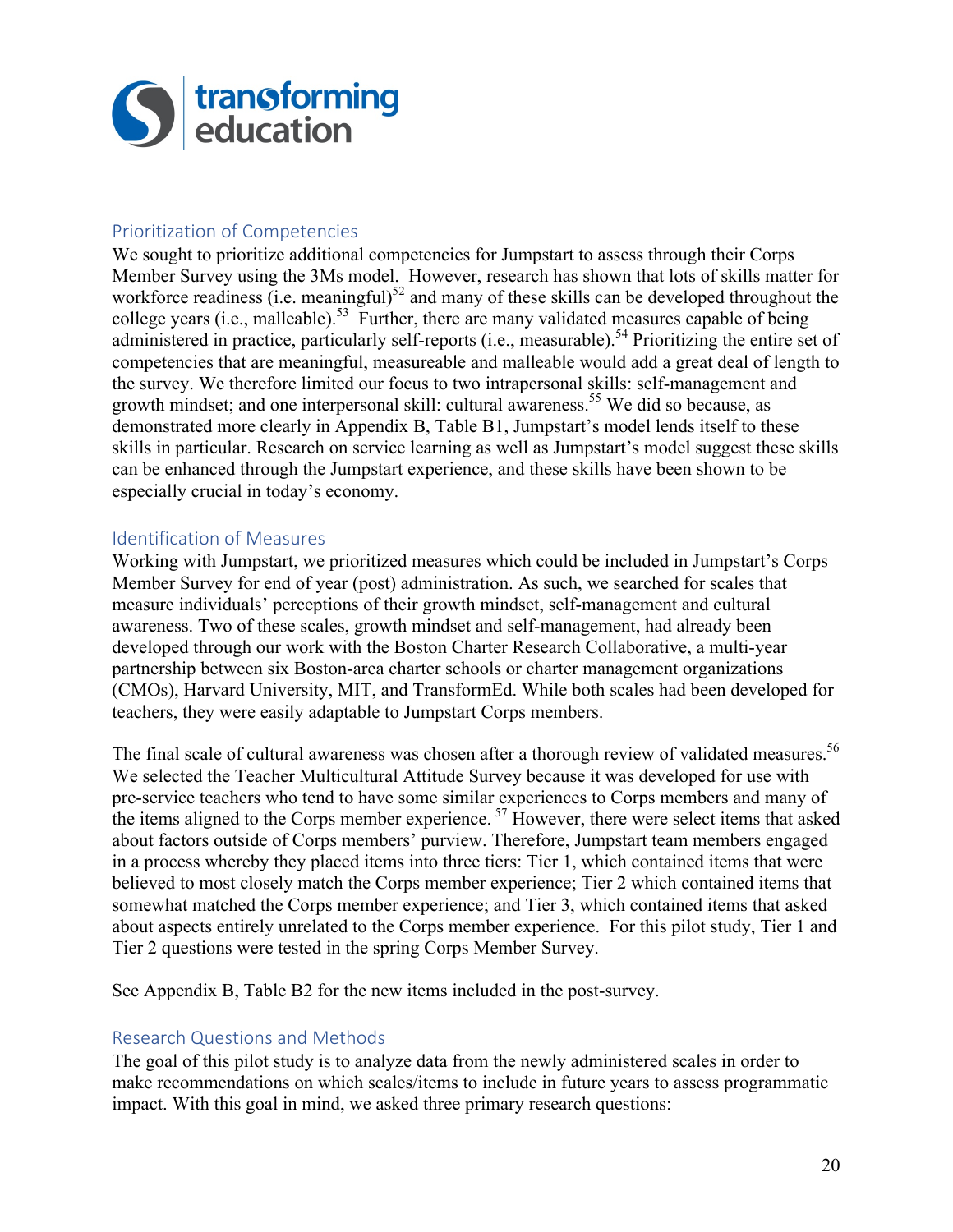## Prioritization of Competencies

We sought to prioritize additional competencies for Jumpstart to assess through their Corps Member Survey using the 3Ms model. However, research has shown that lots of skills matter for workforce readiness (i.e. meaningful)[52] and many of these skills can be developed throughout the college years (i.e., malleable).[53] Further, there are many validated measures capable of being administered in practice, particularly self-reports (i.e., measurable).[54] Prioritizing the entire set of competencies that are meaningful, measureable and malleable would add a great deal of length to the survey. We therefore limited our focus to two intrapersonal skills: self-management and growth mindset; and one interpersonal skill: cultural awareness.[55] We did so because, as demonstrated more clearly in Appendix B, Table B1, Jumpstart's model lends itself to these skills in particular. Research on service learning as well as Jumpstart's model suggest these skills can be enhanced through the Jumpstart experience, and these skills have been shown to be especially crucial in today's economy.

## Identification of Measures

Working with Jumpstart, we prioritized measures which could be included in Jumpstart's Corps Member Survey for end of year (post) administration. As such, we searched for scales that measure individuals' perceptions of their growth mindset, self-management and cultural awareness. Two of these scales, growth mindset and self-management, had already been developed through our work with the Boston Charter Research Collaborative, a multi-year partnership between six Boston-area charter schools or charter management organizations (CMOs), Harvard University, MIT, and TransformEd. While both scales had been developed for teachers, they were easily adaptable to Jumpstart Corps members.

The final scale of cultural awareness was chosen after a thorough review of validated measures.[56] We selected the Teacher Multicultural Attitude Survey because it was developed for use with pre-service teachers who tend to have some similar experiences to Corps members and many of the items aligned to the Corps member experience.[57] However, there were select items that asked about factors outside of Corps members' purview. Therefore, Jumpstart team members engaged in a process whereby they placed items into three tiers: Tier 1, which contained items that were believed to most closely match the Corps member experience; Tier 2 which contained items that somewhat matched the Corps member experience; and Tier 3, which contained items that asked about aspects entirely unrelated to the Corps member experience. For this pilot study, Tier 1 and Tier 2 questions were tested in the spring Corps Member Survey.

See Appendix B, Table B2 for the new items included in the post-survey.

## Research Questions and Methods

The goal of this pilot study is to analyze data from the newly administered scales in order to make recommendations on which scales/items to include in future years to assess programmatic impact. With this goal in mind, we asked three primary research questions: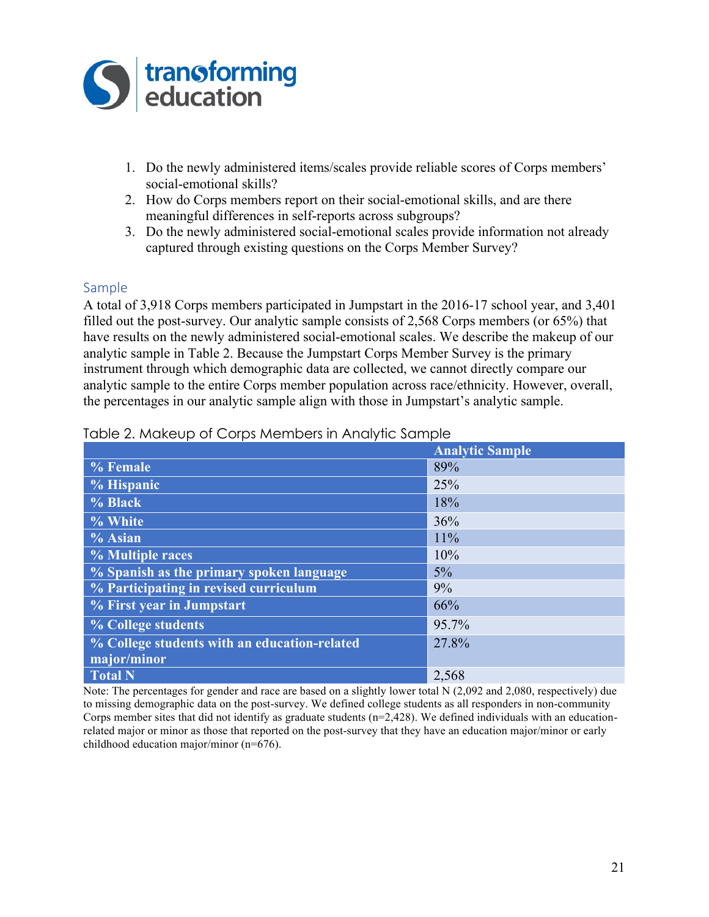1. Do the newly administered items/scales provide reliable scores of Corps members' social-emotional skills?
2. How do Corps members report on their social-emotional skills, and are there meaningful differences in self-reports across subgroups?
3. Do the newly administered social-emotional scales provide information not already captured through existing questions on the Corps Member Survey?

## Sample

A total of 3,918 Corps members participated in Jumpstart in the 2016-17 school year, and 3,401 filled out the post-survey. Our analytic sample consists of 2,568 Corps members (or 65%) that have results on the newly administered social-emotional scales. We describe the makeup of our analytic sample in Table 2. Because the Jumpstart Corps Member Survey is the primary instrument through which demographic data are collected, we cannot directly compare our analytic sample to the entire Corps member population across race/ethnicity. However, overall, the percentages in our analytic sample align with those in Jumpstart's analytic sample.

Table 2. Makeup of Corps Members in Analytic Sample

| | Analytic Sample |
|---|---|
| **% Female** | 89% |
| **% Hispanic** | 25% |
| **% Black** | 18% |
| **% White** | 36% |
| **% Asian** | 11% |
| **% Multiple races** | 10% |
| **% Spanish as the primary spoken language** | 5% |
| **% Participating in revised curriculum** | 9% |
| **% First year in Jumpstart** | 66% |
| **% College students** | 95.7% |
| **% College students with an education-related major/minor** | 27.8% |
| **Total N** | 2,568 |

Note: The percentages for gender and race are based on a slightly lower total N (2,092 and 2,080, respectively) due to missing demographic data on the post-survey. We defined college students as all responders in non-community Corps member sites that did not identify as graduate students (n=2,428). We defined individuals with an education-related major or minor as those that reported on the post-survey that they have an education major/minor or early childhood education major/minor (n=676).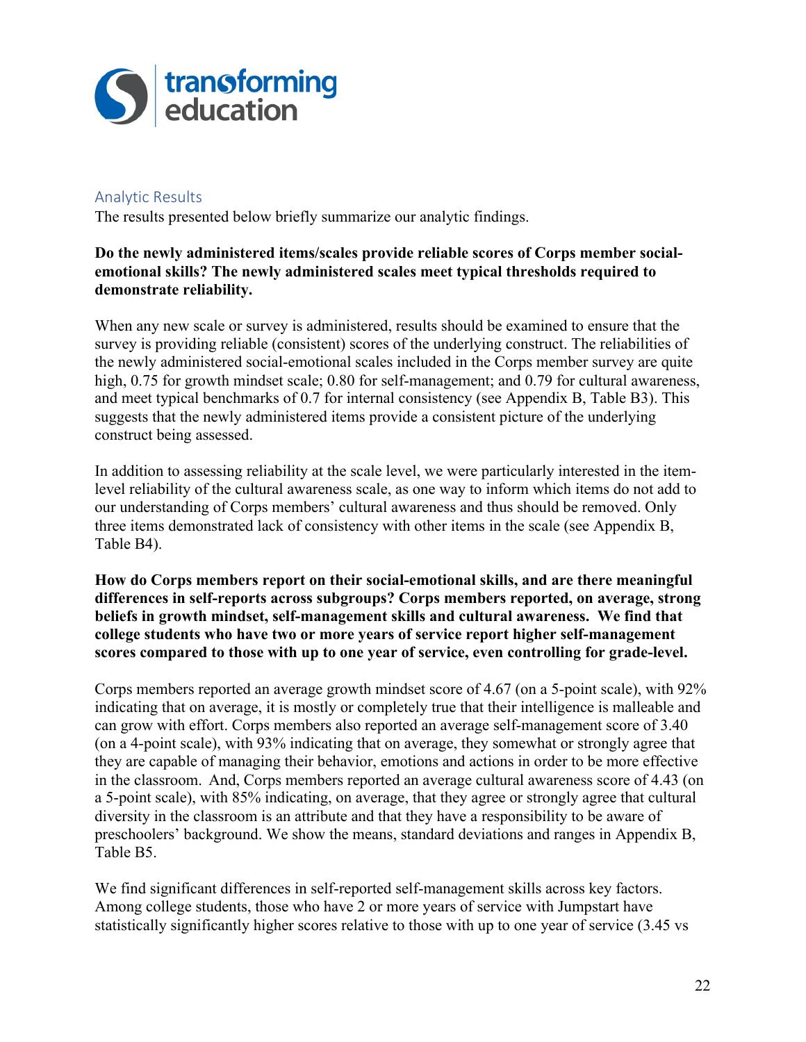## Analytic Results

The results presented below briefly summarize our analytic findings.

**Do the newly administered items/scales provide reliable scores of Corps member social-emotional skills? The newly administered scales meet typical thresholds required to demonstrate reliability.**

When any new scale or survey is administered, results should be examined to ensure that the survey is providing reliable (consistent) scores of the underlying construct. The reliabilities of the newly administered social-emotional scales included in the Corps member survey are quite high, 0.75 for growth mindset scale; 0.80 for self-management; and 0.79 for cultural awareness, and meet typical benchmarks of 0.7 for internal consistency (see Appendix B, Table B3). This suggests that the newly administered items provide a consistent picture of the underlying construct being assessed.

In addition to assessing reliability at the scale level, we were particularly interested in the item-level reliability of the cultural awareness scale, as one way to inform which items do not add to our understanding of Corps members' cultural awareness and thus should be removed. Only three items demonstrated lack of consistency with other items in the scale (see Appendix B, Table B4).

**How do Corps members report on their social-emotional skills, and are there meaningful differences in self-reports across subgroups? Corps members reported, on average, strong beliefs in growth mindset, self-management skills and cultural awareness. We find that college students who have two or more years of service report higher self-management scores compared to those with up to one year of service, even controlling for grade-level.**

Corps members reported an average growth mindset score of 4.67 (on a 5-point scale), with 92% indicating that on average, it is mostly or completely true that their intelligence is malleable and can grow with effort. Corps members also reported an average self-management score of 3.40 (on a 4-point scale), with 93% indicating that on average, they somewhat or strongly agree that they are capable of managing their behavior, emotions and actions in order to be more effective in the classroom. And, Corps members reported an average cultural awareness score of 4.43 (on a 5-point scale), with 85% indicating, on average, that they agree or strongly agree that cultural diversity in the classroom is an attribute and that they have a responsibility to be aware of preschoolers' background. We show the means, standard deviations and ranges in Appendix B, Table B5.

We find significant differences in self-reported self-management skills across key factors. Among college students, those who have 2 or more years of service with Jumpstart have statistically significantly higher scores relative to those with up to one year of service (3.45 vs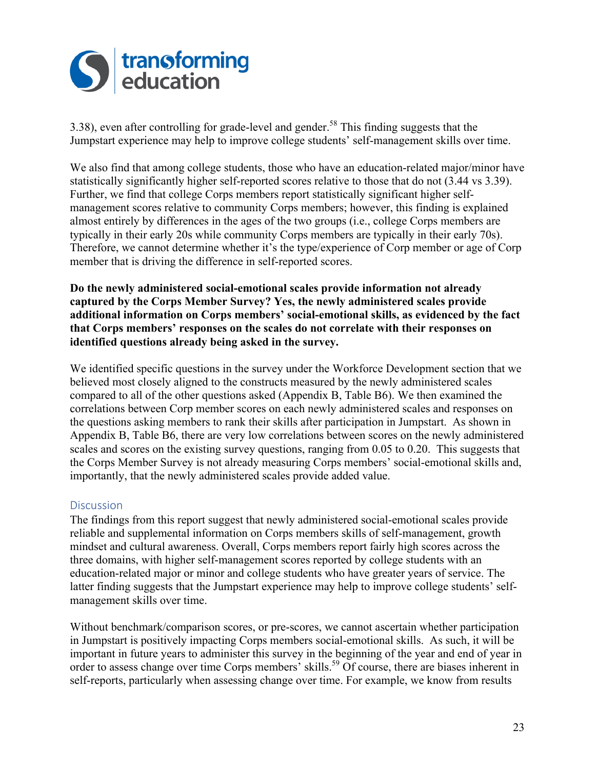3.38), even after controlling for grade-level and gender.[58] This finding suggests that the Jumpstart experience may help to improve college students' self-management skills over time.

We also find that among college students, those who have an education-related major/minor have statistically significantly higher self-reported scores relative to those that do not (3.44 vs 3.39). Further, we find that college Corps members report statistically significant higher self-management scores relative to community Corps members; however, this finding is explained almost entirely by differences in the ages of the two groups (i.e., college Corps members are typically in their early 20s while community Corps members are typically in their early 70s). Therefore, we cannot determine whether it's the type/experience of Corp member or age of Corp member that is driving the difference in self-reported scores.

**Do the newly administered social-emotional scales provide information not already captured by the Corps Member Survey? Yes, the newly administered scales provide additional information on Corps members' social-emotional skills, as evidenced by the fact that Corps members' responses on the scales do not correlate with their responses on identified questions already being asked in the survey.**

We identified specific questions in the survey under the Workforce Development section that we believed most closely aligned to the constructs measured by the newly administered scales compared to all of the other questions asked (Appendix B, Table B6). We then examined the correlations between Corp member scores on each newly administered scales and responses on the questions asking members to rank their skills after participation in Jumpstart. As shown in Appendix B, Table B6, there are very low correlations between scores on the newly administered scales and scores on the existing survey questions, ranging from 0.05 to 0.20. This suggests that the Corps Member Survey is not already measuring Corps members' social-emotional skills and, importantly, that the newly administered scales provide added value.

## Discussion

The findings from this report suggest that newly administered social-emotional scales provide reliable and supplemental information on Corps members skills of self-management, growth mindset and cultural awareness. Overall, Corps members report fairly high scores across the three domains, with higher self-management scores reported by college students with an education-related major or minor and college students who have greater years of service. The latter finding suggests that the Jumpstart experience may help to improve college students' self-management skills over time.

Without benchmark/comparison scores, or pre-scores, we cannot ascertain whether participation in Jumpstart is positively impacting Corps members social-emotional skills. As such, it will be important in future years to administer this survey in the beginning of the year and end of year in order to assess change over time Corps members' skills.[59] Of course, there are biases inherent in self-reports, particularly when assessing change over time. For example, we know from results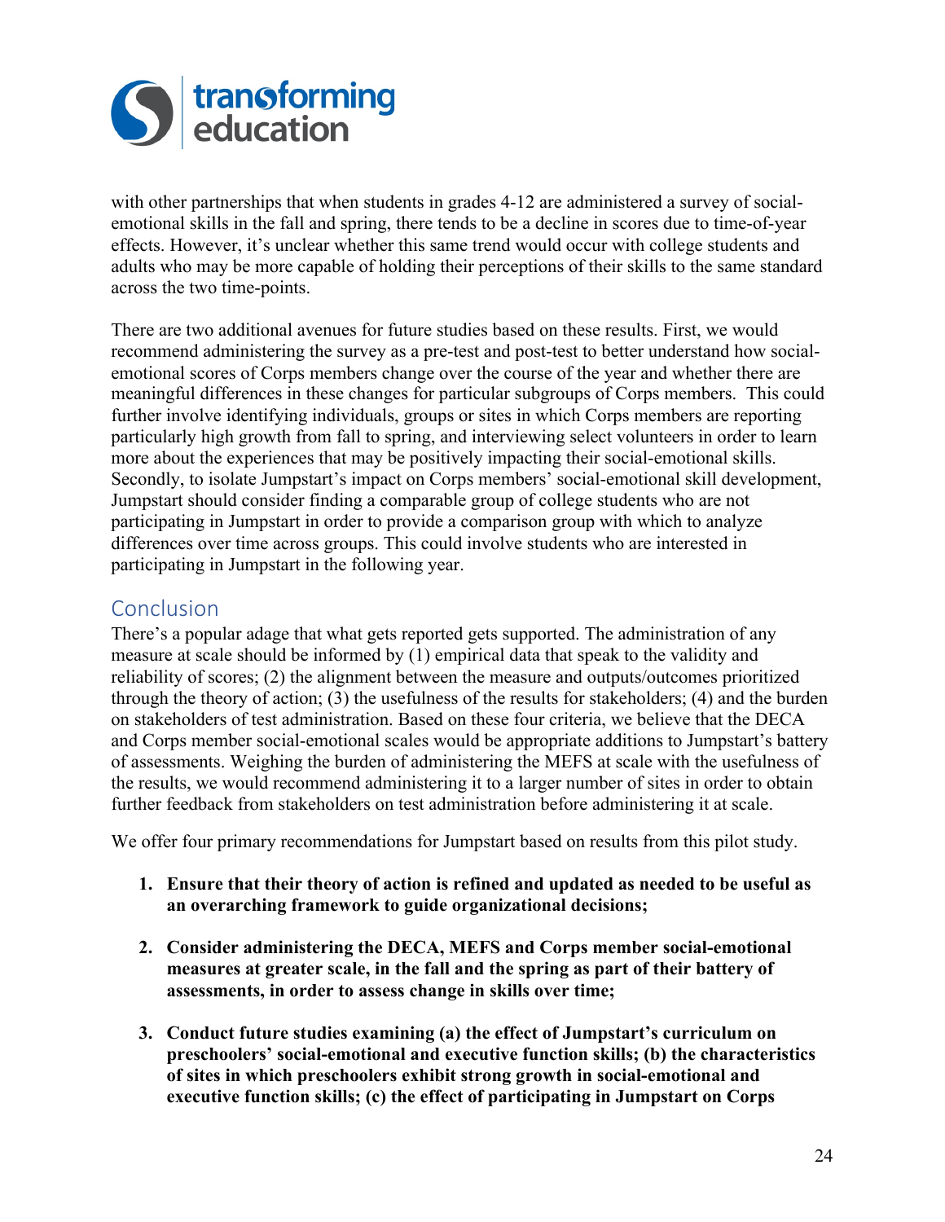with other partnerships that when students in grades 4-12 are administered a survey of social-emotional skills in the fall and spring, there tends to be a decline in scores due to time-of-year effects. However, it's unclear whether this same trend would occur with college students and adults who may be more capable of holding their perceptions of their skills to the same standard across the two time-points.

There are two additional avenues for future studies based on these results. First, we would recommend administering the survey as a pre-test and post-test to better understand how social-emotional scores of Corps members change over the course of the year and whether there are meaningful differences in these changes for particular subgroups of Corps members. This could further involve identifying individuals, groups or sites in which Corps members are reporting particularly high growth from fall to spring, and interviewing select volunteers in order to learn more about the experiences that may be positively impacting their social-emotional skills. Secondly, to isolate Jumpstart's impact on Corps members' social-emotional skill development, Jumpstart should consider finding a comparable group of college students who are not participating in Jumpstart in order to provide a comparison group with which to analyze differences over time across groups. This could involve students who are interested in participating in Jumpstart in the following year.

## Conclusion

There's a popular adage that what gets reported gets supported. The administration of any measure at scale should be informed by (1) empirical data that speak to the validity and reliability of scores; (2) the alignment between the measure and outputs/outcomes prioritized through the theory of action; (3) the usefulness of the results for stakeholders; (4) and the burden on stakeholders of test administration. Based on these four criteria, we believe that the DECA and Corps member social-emotional scales would be appropriate additions to Jumpstart's battery of assessments. Weighing the burden of administering the MEFS at scale with the usefulness of the results, we would recommend administering it to a larger number of sites in order to obtain further feedback from stakeholders on test administration before administering it at scale.

We offer four primary recommendations for Jumpstart based on results from this pilot study.

1. **Ensure that their theory of action is refined and updated as needed to be useful as an overarching framework to guide organizational decisions;**

2. **Consider administering the DECA, MEFS and Corps member social-emotional measures at greater scale, in the fall and the spring as part of their battery of assessments, in order to assess change in skills over time;**

3. **Conduct future studies examining (a) the effect of Jumpstart's curriculum on preschoolers' social-emotional and executive function skills; (b) the characteristics of sites in which preschoolers exhibit strong growth in social-emotional and executive function skills; (c) the effect of participating in Jumpstart on Corps**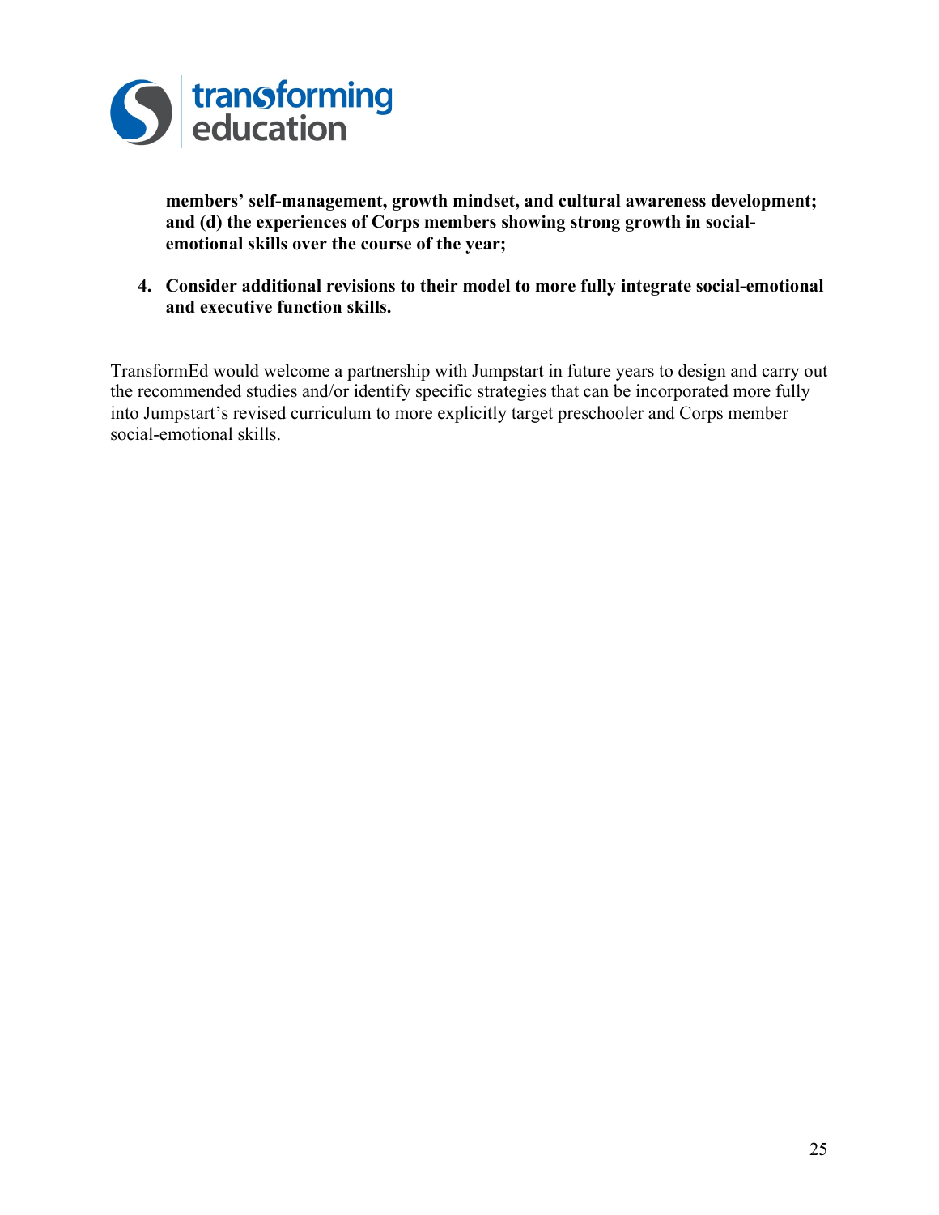**members' self-management, growth mindset, and cultural awareness development; and (d) the experiences of Corps members showing strong growth in social-emotional skills over the course of the year;**

4. **Consider additional revisions to their model to more fully integrate social-emotional and executive function skills.**

TransformEd would welcome a partnership with Jumpstart in future years to design and carry out the recommended studies and/or identify specific strategies that can be incorporated more fully into Jumpstart's revised curriculum to more explicitly target preschooler and Corps member social-emotional skills.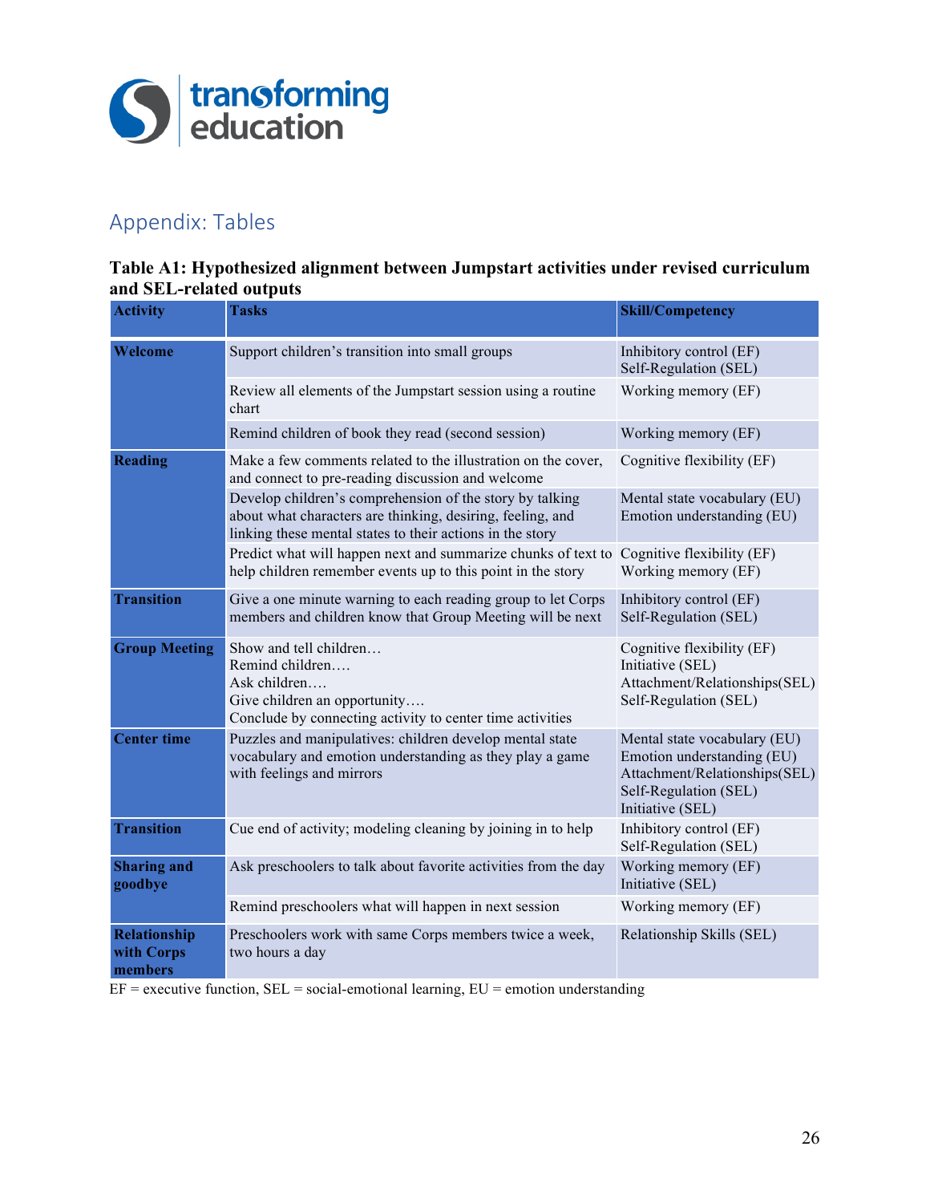## Appendix: Tables

**Table A1: Hypothesized alignment between Jumpstart activities under revised curriculum and SEL-related outputs**

| Activity | Tasks | Skill/Competency |
|---|---|---|
| **Welcome** | Support children's transition into small groups | Inhibitory control (EF)<br>Self-Regulation (SEL) |
| | Review all elements of the Jumpstart session using a routine chart | Working memory (EF) |
| | Remind children of book they read (second session) | Working memory (EF) |
| **Reading** | Make a few comments related to the illustration on the cover, and connect to pre-reading discussion and welcome | Cognitive flexibility (EF) |
| | Develop children's comprehension of the story by talking about what characters are thinking, desiring, feeling, and linking these mental states to their actions in the story | Mental state vocabulary (EU)<br>Emotion understanding (EU) |
| | Predict what will happen next and summarize chunks of text to help children remember events up to this point in the story | Cognitive flexibility (EF)<br>Working memory (EF) |
| **Transition** | Give a one minute warning to each reading group to let Corps members and children know that Group Meeting will be next | Inhibitory control (EF)<br>Self-Regulation (SEL) |
| **Group Meeting** | Show and tell children…<br>Remind children….<br>Ask children….<br>Give children an opportunity….<br>Conclude by connecting activity to center time activities | Cognitive flexibility (EF)<br>Initiative (SEL)<br>Attachment/Relationships(SEL)<br>Self-Regulation (SEL) |
| **Center time** | Puzzles and manipulatives: children develop mental state vocabulary and emotion understanding as they play a game with feelings and mirrors | Mental state vocabulary (EU)<br>Emotion understanding (EU)<br>Attachment/Relationships(SEL)<br>Self-Regulation (SEL)<br>Initiative (SEL) |
| **Transition** | Cue end of activity; modeling cleaning by joining in to help | Inhibitory control (EF)<br>Self-Regulation (SEL) |
| **Sharing and goodbye** | Ask preschoolers to talk about favorite activities from the day | Working memory (EF)<br>Initiative (SEL) |
| | Remind preschoolers what will happen in next session | Working memory (EF) |
| **Relationship with Corps members** | Preschoolers work with same Corps members twice a week, two hours a day | Relationship Skills (SEL) |

EF = executive function, SEL = social-emotional learning, EU = emotion understanding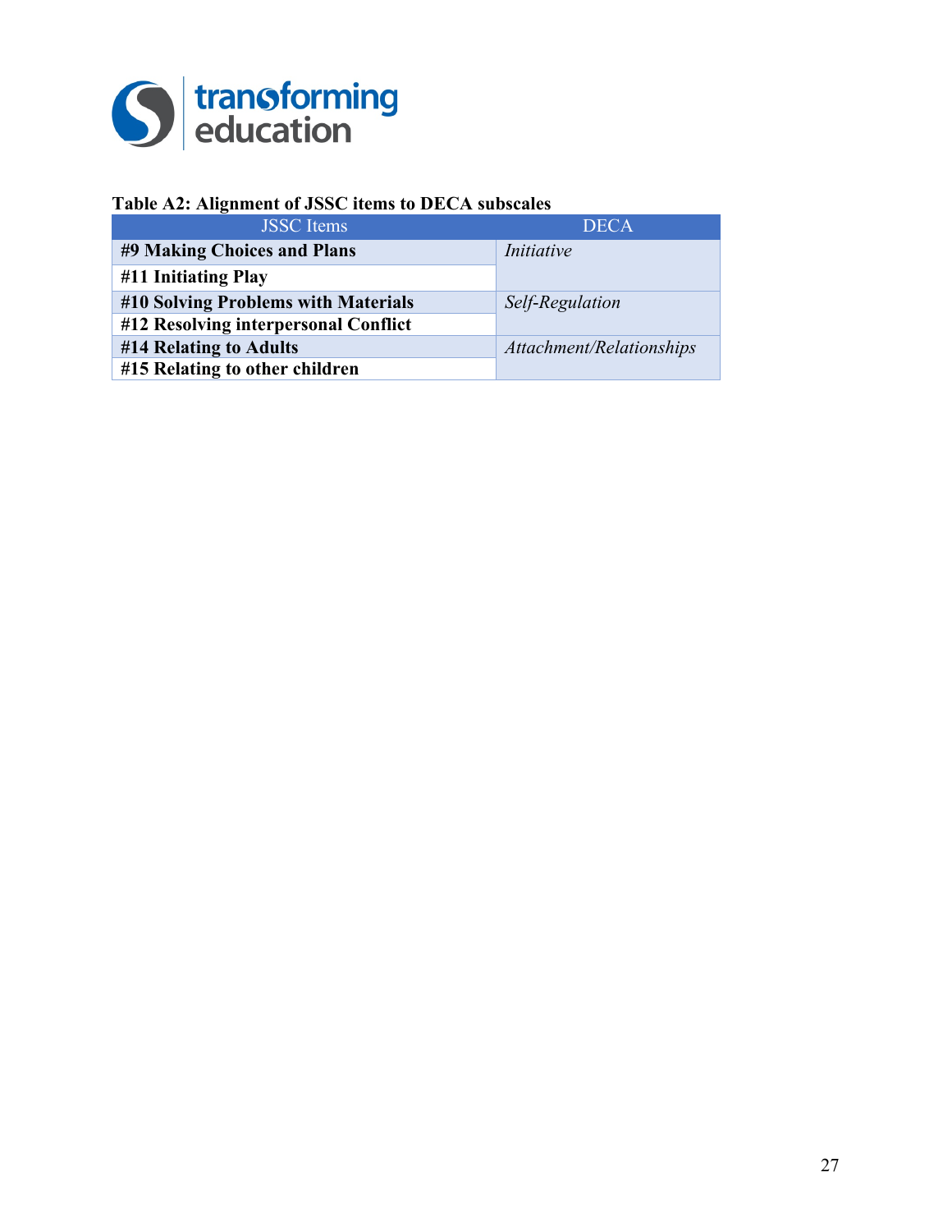**Table A2: Alignment of JSSC items to DECA subscales**

| JSSC Items | DECA |
|---|---|
| **#9 Making Choices and Plans** | *Initiative* |
| **#11 Initiating Play** | |
| **#10 Solving Problems with Materials** | *Self-Regulation* |
| **#12 Resolving interpersonal Conflict** | |
| **#14 Relating to Adults** | *Attachment/Relationships* |
| **#15 Relating to other children** | |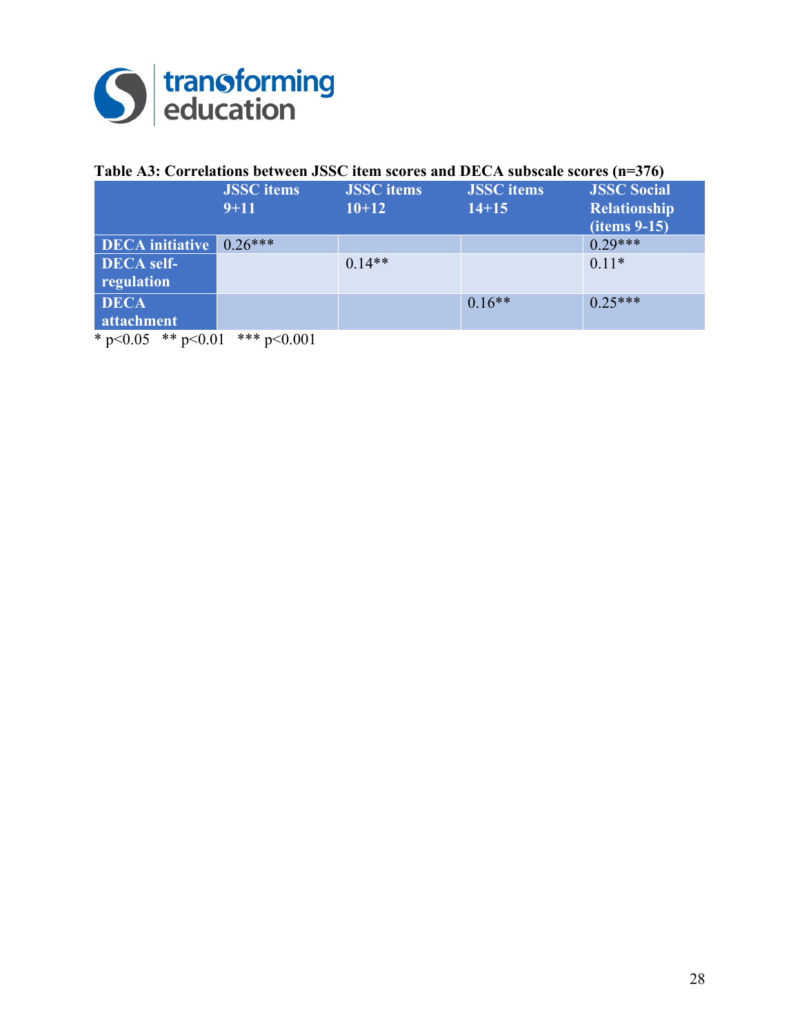**Table A3: Correlations between JSSC item scores and DECA subscale scores (n=376)**

| | JSSC items 9+11 | JSSC items 10+12 | JSSC items 14+15 | JSSC Social Relationship (items 9-15) |
|---|---|---|---|---|
| DECA initiative | 0.26*** | | | 0.29*** |
| DECA self-regulation | | 0.14** | | 0.11* |
| DECA attachment | | | 0.16** | 0.25*** |

* p<0.05   ** p<0.01   *** p<0.001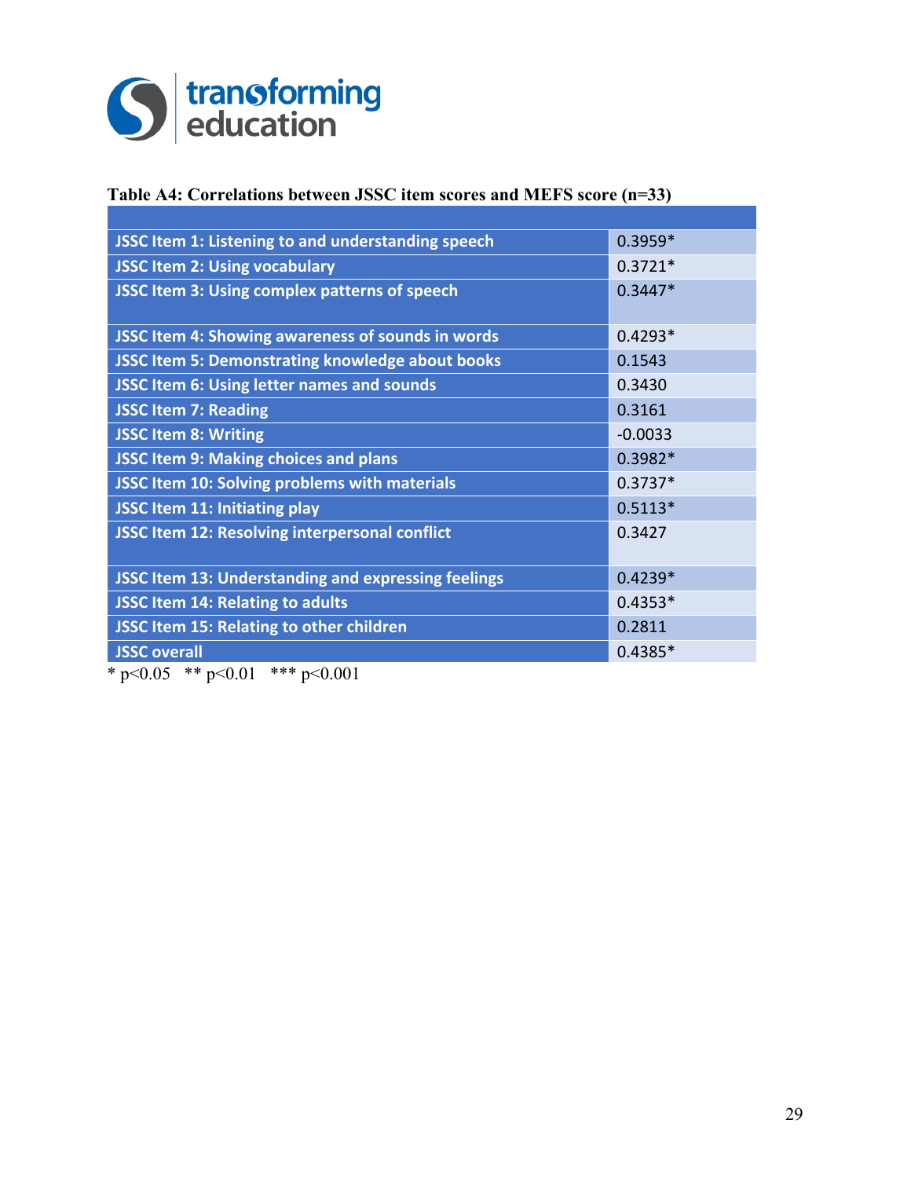**Table A4: Correlations between JSSC item scores and MEFS score (n=33)**

| | |
|---|---|
| JSSC Item 1: Listening to and understanding speech | 0.3959* |
| JSSC Item 2: Using vocabulary | 0.3721* |
| JSSC Item 3: Using complex patterns of speech | 0.3447* |
| JSSC Item 4: Showing awareness of sounds in words | 0.4293* |
| JSSC Item 5: Demonstrating knowledge about books | 0.1543 |
| JSSC Item 6: Using letter names and sounds | 0.3430 |
| JSSC Item 7: Reading | 0.3161 |
| JSSC Item 8: Writing | -0.0033 |
| JSSC Item 9: Making choices and plans | 0.3982* |
| JSSC Item 10: Solving problems with materials | 0.3737* |
| JSSC Item 11: Initiating play | 0.5113* |
| JSSC Item 12: Resolving interpersonal conflict | 0.3427 |
| JSSC Item 13: Understanding and expressing feelings | 0.4239* |
| JSSC Item 14: Relating to adults | 0.4353* |
| JSSC Item 15: Relating to other children | 0.2811 |
| JSSC overall | 0.4385* |

* $p<0.05$ ** $p<0.01$ *** $p<0.001$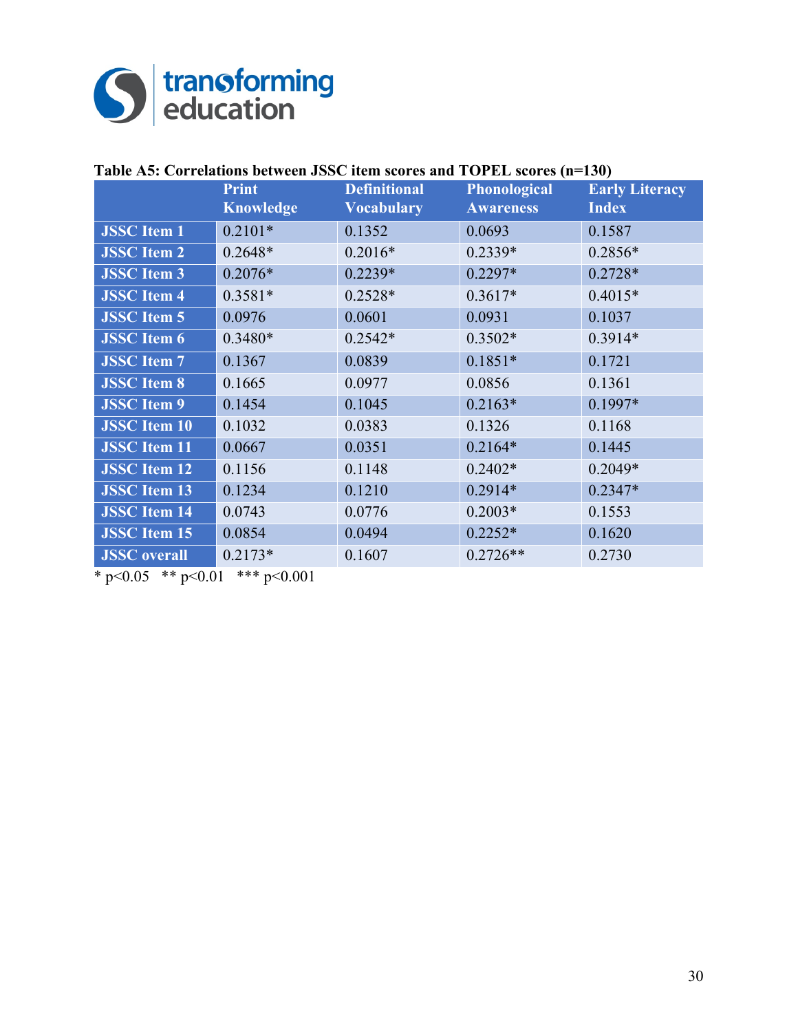**Table A5: Correlations between JSSC item scores and TOPEL scores (n=130)**

| | Print Knowledge | Definitional Vocabulary | Phonological Awareness | Early Literacy Index |
|---|---|---|---|---|
| JSSC Item 1 | 0.2101* | 0.1352 | 0.0693 | 0.1587 |
| JSSC Item 2 | 0.2648* | 0.2016* | 0.2339* | 0.2856* |
| JSSC Item 3 | 0.2076* | 0.2239* | 0.2297* | 0.2728* |
| JSSC Item 4 | 0.3581* | 0.2528* | 0.3617* | 0.4015* |
| JSSC Item 5 | 0.0976 | 0.0601 | 0.0931 | 0.1037 |
| JSSC Item 6 | 0.3480* | 0.2542* | 0.3502* | 0.3914* |
| JSSC Item 7 | 0.1367 | 0.0839 | 0.1851* | 0.1721 |
| JSSC Item 8 | 0.1665 | 0.0977 | 0.0856 | 0.1361 |
| JSSC Item 9 | 0.1454 | 0.1045 | 0.2163* | 0.1997* |
| JSSC Item 10 | 0.1032 | 0.0383 | 0.1326 | 0.1168 |
| JSSC Item 11 | 0.0667 | 0.0351 | 0.2164* | 0.1445 |
| JSSC Item 12 | 0.1156 | 0.1148 | 0.2402* | 0.2049* |
| JSSC Item 13 | 0.1234 | 0.1210 | 0.2914* | 0.2347* |
| JSSC Item 14 | 0.0743 | 0.0776 | 0.2003* | 0.1553 |
| JSSC Item 15 | 0.0854 | 0.0494 | 0.2252* | 0.1620 |
| JSSC overall | 0.2173* | 0.1607 | 0.2726** | 0.2730 |

* p<0.05 ** p<0.01 *** p<0.001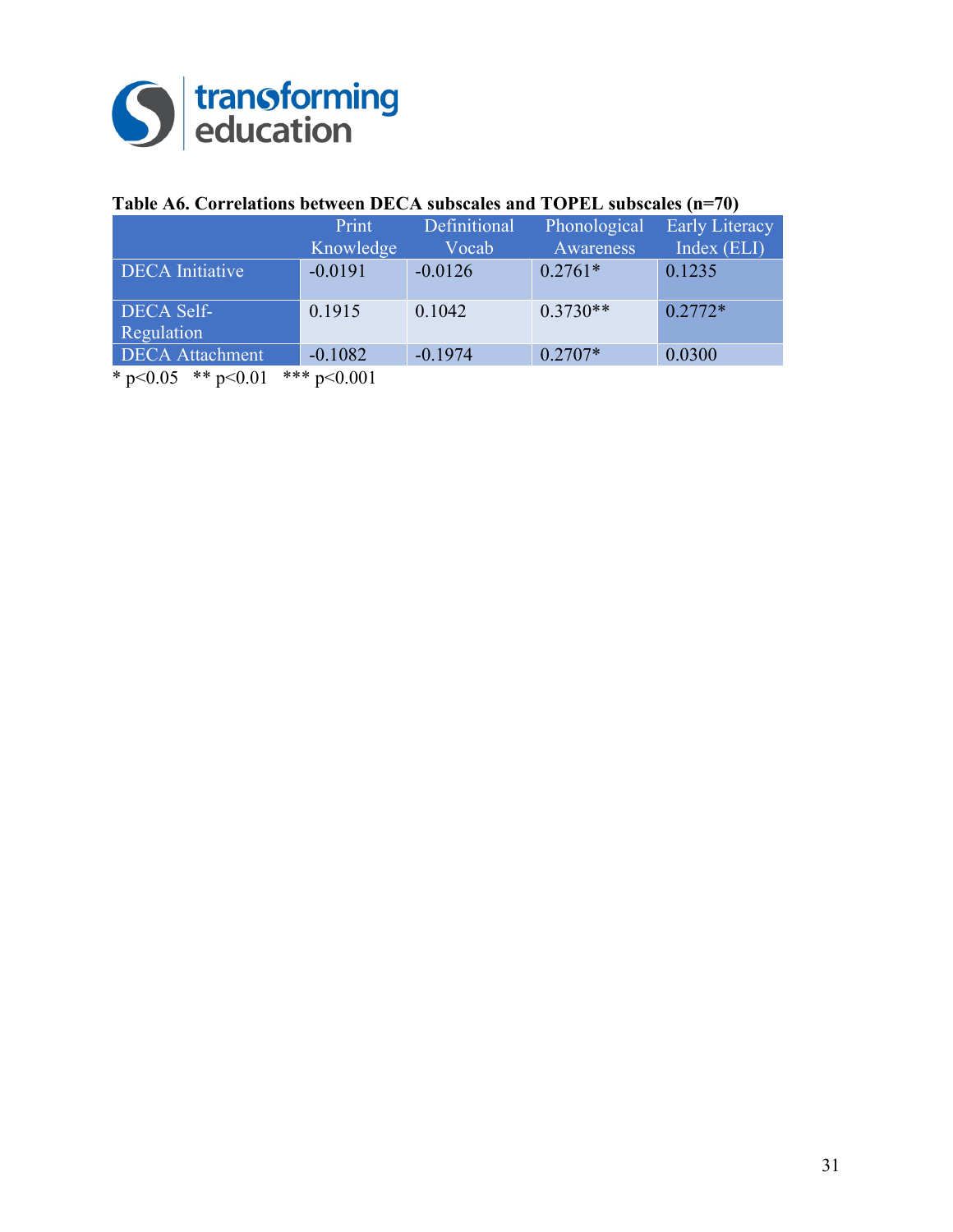**Table A6. Correlations between DECA subscales and TOPEL subscales (n=70)**

| | Print Knowledge | Definitional Vocab | Phonological Awareness | Early Literacy Index (ELI) |
|---|---|---|---|---|
| DECA Initiative | -0.0191 | -0.0126 | 0.2761* | 0.1235 |
| DECA Self-Regulation | 0.1915 | 0.1042 | 0.3730** | 0.2772* |
| DECA Attachment | -0.1082 | -0.1974 | 0.2707* | 0.0300 |

* p<0.05   ** p<0.01   *** p<0.001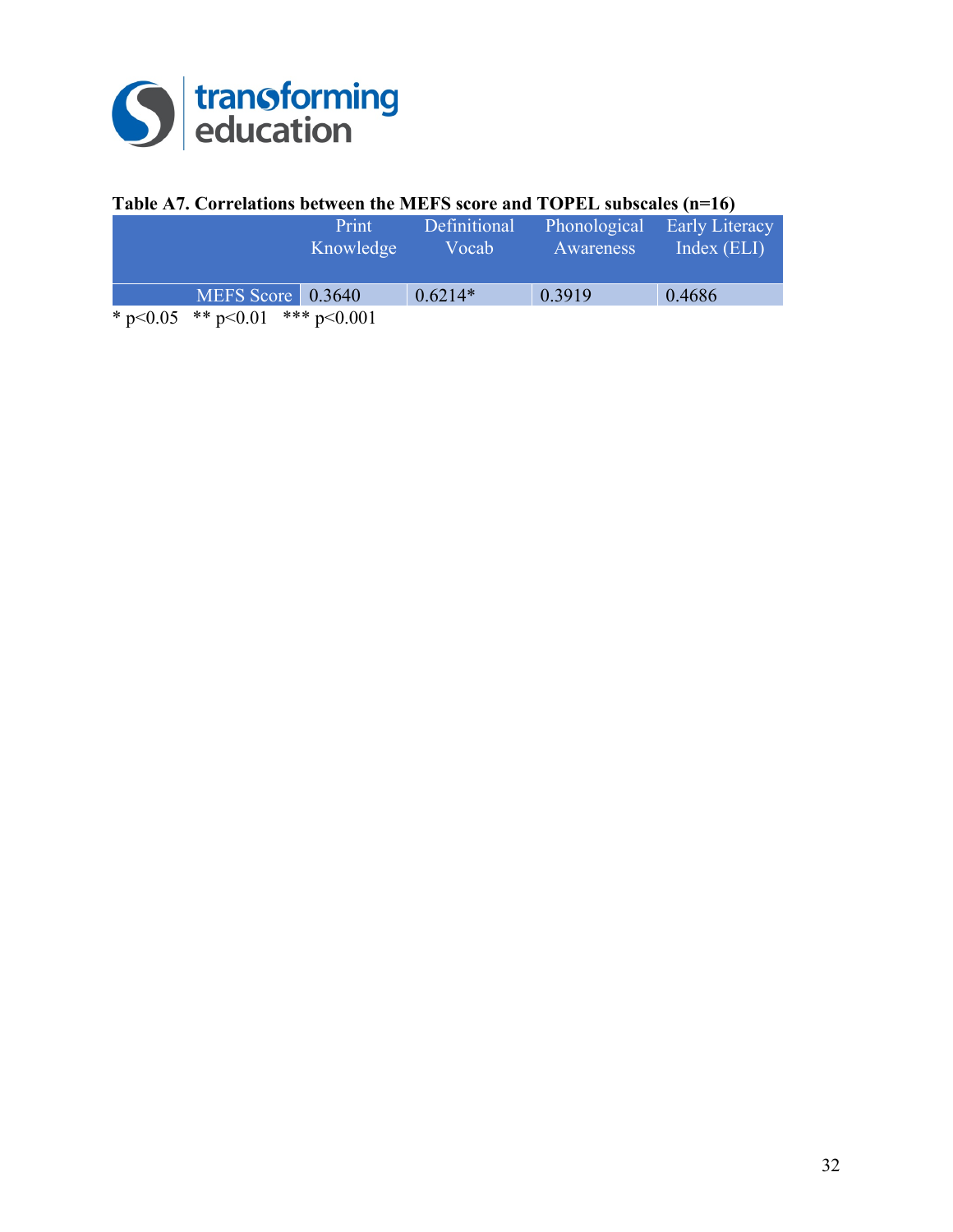**Table A7. Correlations between the MEFS score and TOPEL subscales (n=16)**

| | Print Knowledge | Definitional Vocab | Phonological Awareness | Early Literacy Index (ELI) |
|---|---|---|---|---|
| MEFS Score | 0.3640 | 0.6214* | 0.3919 | 0.4686 |

* p<0.05 ** p<0.01 *** p<0.001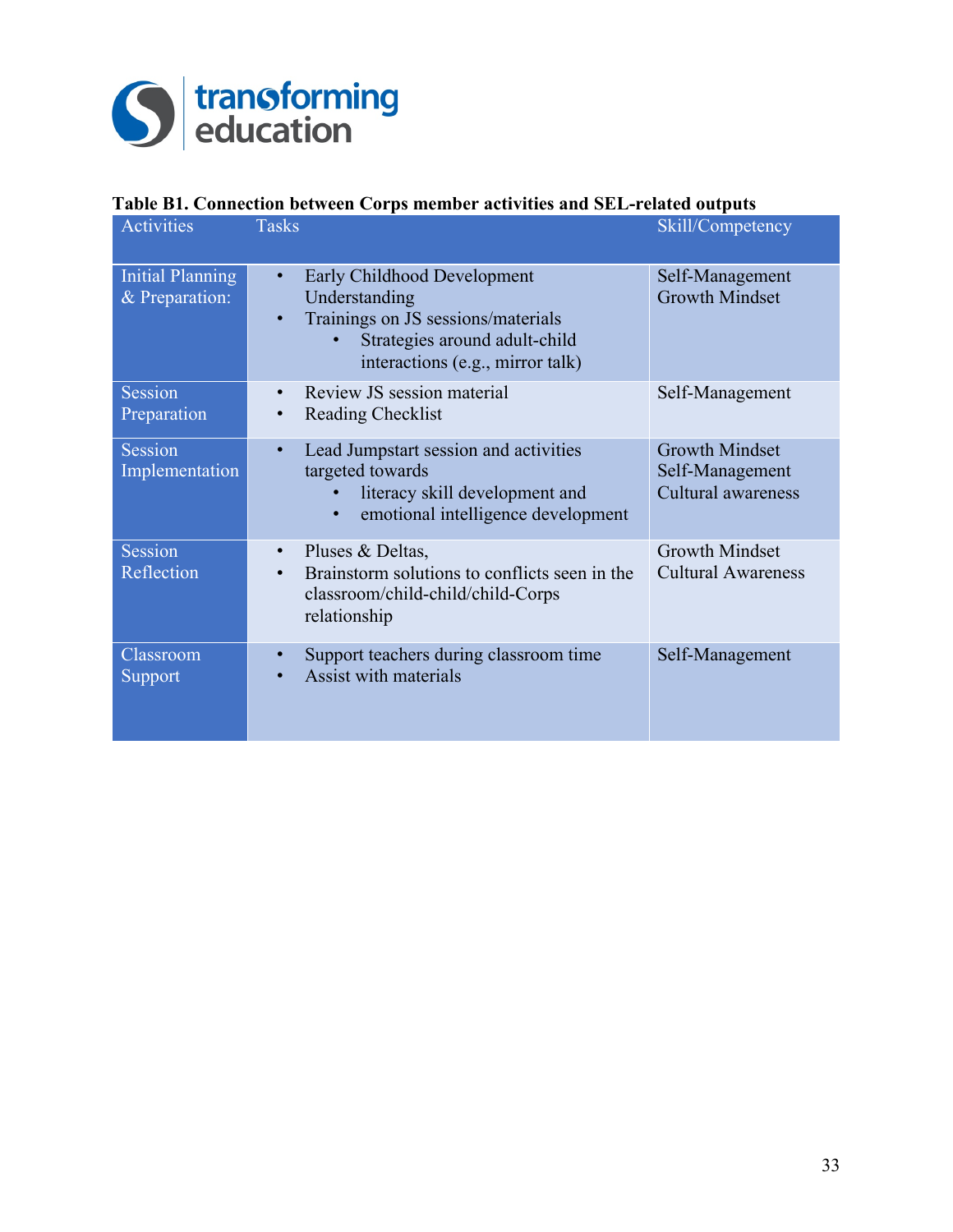**Table B1. Connection between Corps member activities and SEL-related outputs**

| Activities | Tasks | Skill/Competency |
|---|---|---|
| Initial Planning & Preparation: | • Early Childhood Development Understanding<br>• Trainings on JS sessions/materials<br>&nbsp;&nbsp;&nbsp;&nbsp;• Strategies around adult-child interactions (e.g., mirror talk) | Self-Management<br>Growth Mindset |
| Session Preparation | • Review JS session material<br>• Reading Checklist | Self-Management |
| Session Implementation | • Lead Jumpstart session and activities targeted towards<br>&nbsp;&nbsp;&nbsp;&nbsp;• literacy skill development and<br>&nbsp;&nbsp;&nbsp;&nbsp;• emotional intelligence development | Growth Mindset<br>Self-Management<br>Cultural awareness |
| Session Reflection | • Pluses & Deltas,<br>• Brainstorm solutions to conflicts seen in the classroom/child-child/child-Corps relationship | Growth Mindset<br>Cultural Awareness |
| Classroom Support | • Support teachers during classroom time<br>• Assist with materials | Self-Management |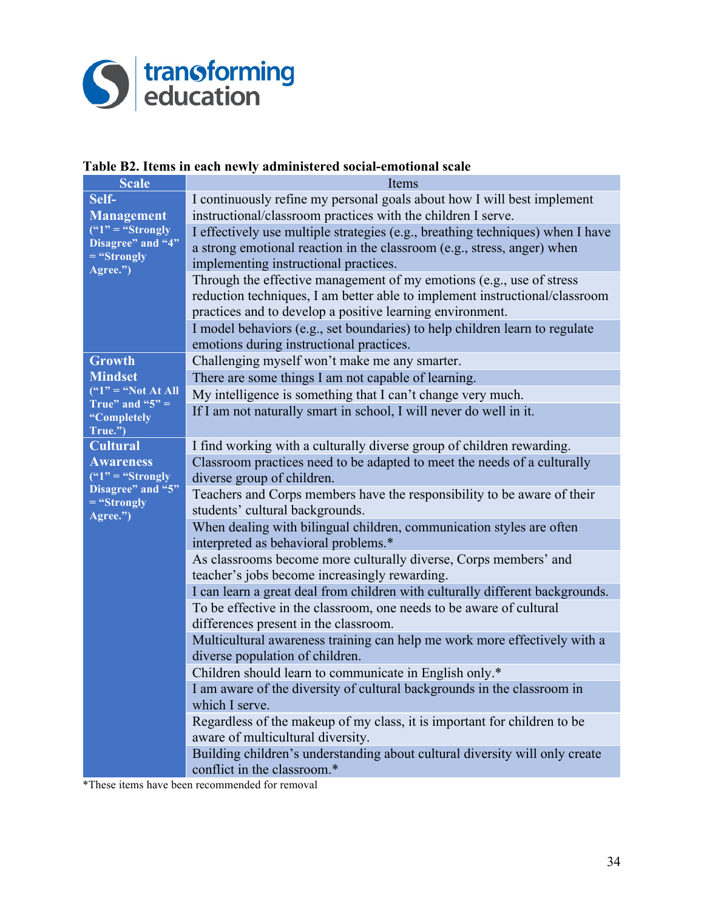**Table B2. Items in each newly administered social-emotional scale**

| Scale | Items |
|---|---|
| **Self-Management** (“1” = “Strongly Disagree” and “4” = “Strongly Agree.”) | I continuously refine my personal goals about how I will best implement instructional/classroom practices with the children I serve. |
| | I effectively use multiple strategies (e.g., breathing techniques) when I have a strong emotional reaction in the classroom (e.g., stress, anger) when implementing instructional practices. |
| | Through the effective management of my emotions (e.g., use of stress reduction techniques, I am better able to implement instructional/classroom practices and to develop a positive learning environment. |
| | I model behaviors (e.g., set boundaries) to help children learn to regulate emotions during instructional practices. |
| **Growth Mindset** (“1” = “Not At All True” and “5” = “Completely True.”) | Challenging myself won’t make me any smarter. |
| | There are some things I am not capable of learning. |
| | My intelligence is something that I can’t change very much. |
| | If I am not naturally smart in school, I will never do well in it. |
| **Cultural Awareness** (“1” = “Strongly Disagree” and “5” = “Strongly Agree.”) | I find working with a culturally diverse group of children rewarding. |
| | Classroom practices need to be adapted to meet the needs of a culturally diverse group of children. |
| | Teachers and Corps members have the responsibility to be aware of their students’ cultural backgrounds. |
| | When dealing with bilingual children, communication styles are often interpreted as behavioral problems.* |
| | As classrooms become more culturally diverse, Corps members’ and teacher’s jobs become increasingly rewarding. |
| | I can learn a great deal from children with culturally different backgrounds. |
| | To be effective in the classroom, one needs to be aware of cultural differences present in the classroom. |
| | Multicultural awareness training can help me work more effectively with a diverse population of children. |
| | Children should learn to communicate in English only.* |
| | I am aware of the diversity of cultural backgrounds in the classroom in which I serve. |
| | Regardless of the makeup of my class, it is important for children to be aware of multicultural diversity. |
| | Building children’s understanding about cultural diversity will only create conflict in the classroom.* |

*These items have been recommended for removal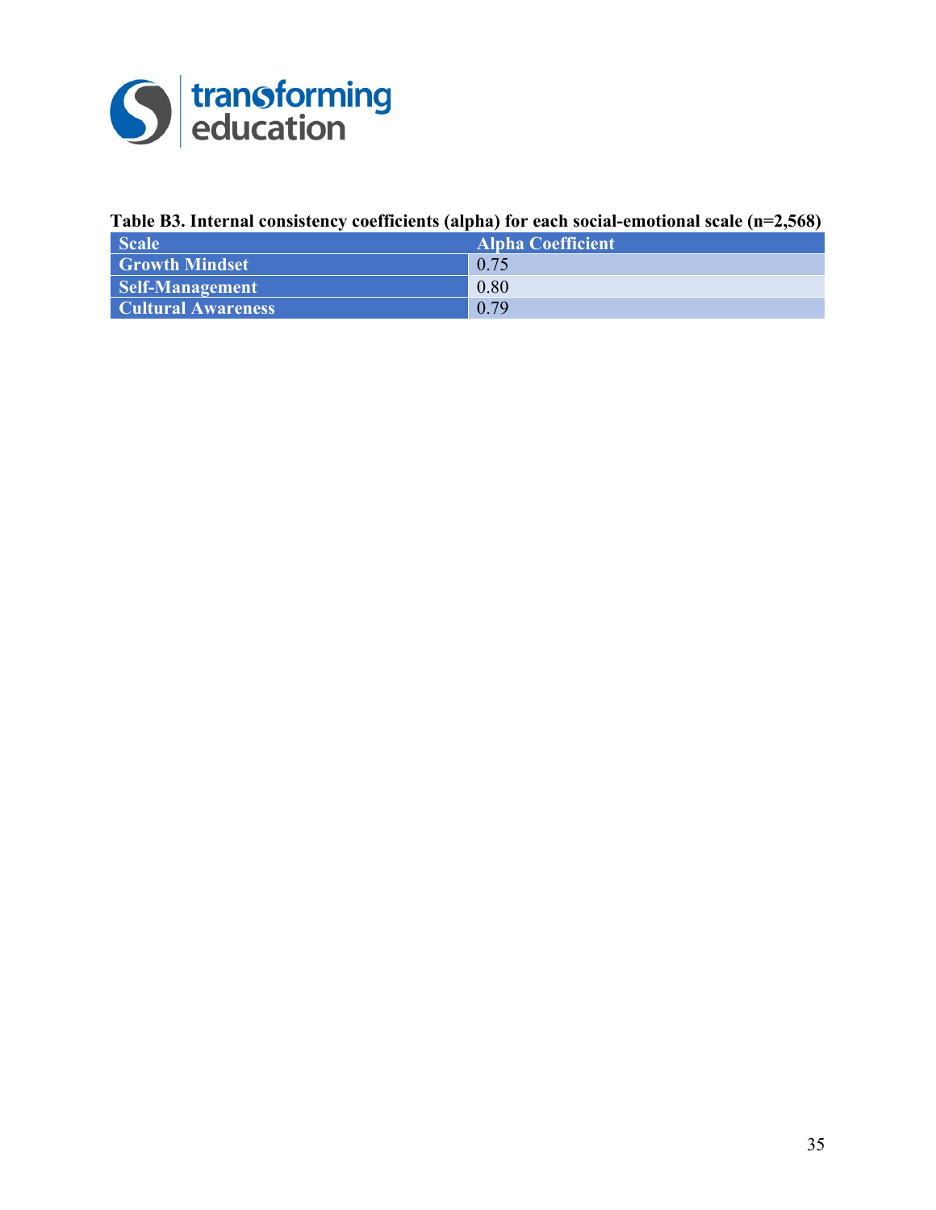**Table B3. Internal consistency coefficients (alpha) for each social-emotional scale (n=2,568)**

| Scale | Alpha Coefficient |
| --- | --- |
| Growth Mindset | 0.75 |
| Self-Management | 0.80 |
| Cultural Awareness | 0.79 |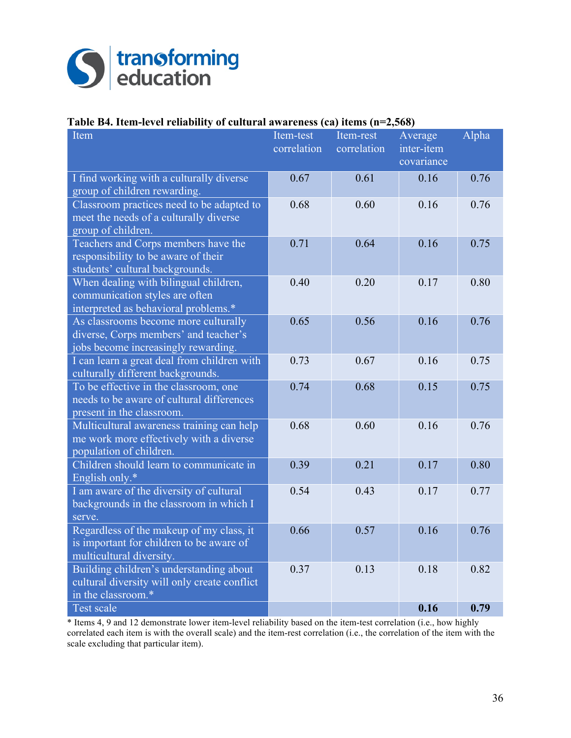**Table B4. Item-level reliability of cultural awareness (ca) items (n=2,568)**

| Item | Item-test correlation | Item-rest correlation | Average inter-item covariance | Alpha |
|---|---|---|---|---|
| I find working with a culturally diverse group of children rewarding. | 0.67 | 0.61 | 0.16 | 0.76 |
| Classroom practices need to be adapted to meet the needs of a culturally diverse group of children. | 0.68 | 0.60 | 0.16 | 0.76 |
| Teachers and Corps members have the responsibility to be aware of their students' cultural backgrounds. | 0.71 | 0.64 | 0.16 | 0.75 |
| When dealing with bilingual children, communication styles are often interpreted as behavioral problems.* | 0.40 | 0.20 | 0.17 | 0.80 |
| As classrooms become more culturally diverse, Corps members' and teacher's jobs become increasingly rewarding. | 0.65 | 0.56 | 0.16 | 0.76 |
| I can learn a great deal from children with culturally different backgrounds. | 0.73 | 0.67 | 0.16 | 0.75 |
| To be effective in the classroom, one needs to be aware of cultural differences present in the classroom. | 0.74 | 0.68 | 0.15 | 0.75 |
| Multicultural awareness training can help me work more effectively with a diverse population of children. | 0.68 | 0.60 | 0.16 | 0.76 |
| Children should learn to communicate in English only.* | 0.39 | 0.21 | 0.17 | 0.80 |
| I am aware of the diversity of cultural backgrounds in the classroom in which I serve. | 0.54 | 0.43 | 0.17 | 0.77 |
| Regardless of the makeup of my class, it is important for children to be aware of multicultural diversity. | 0.66 | 0.57 | 0.16 | 0.76 |
| Building children's understanding about cultural diversity will only create conflict in the classroom.* | 0.37 | 0.13 | 0.18 | 0.82 |
| Test scale | | | **0.16** | **0.79** |

* Items 4, 9 and 12 demonstrate lower item-level reliability based on the item-test correlation (i.e., how highly correlated each item is with the overall scale) and the item-rest correlation (i.e., the correlation of the item with the scale excluding that particular item).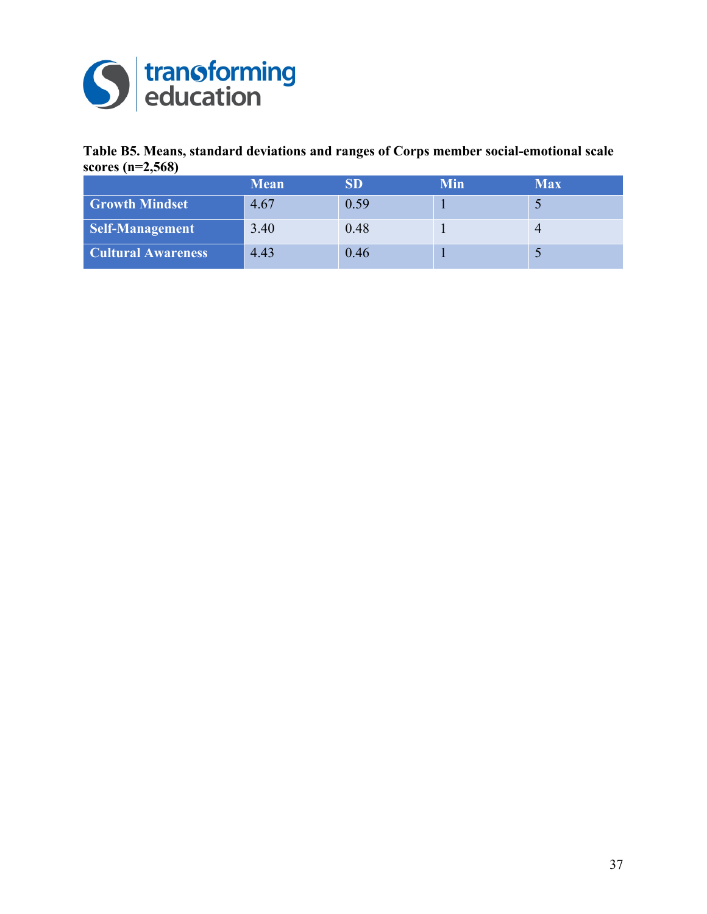**Table B5. Means, standard deviations and ranges of Corps member social-emotional scale scores (n=2,568)**

| | Mean | SD | Min | Max |
|---|---|---|---|---|
| **Growth Mindset** | 4.67 | 0.59 | 1 | 5 |
| **Self-Management** | 3.40 | 0.48 | 1 | 4 |
| **Cultural Awareness** | 4.43 | 0.46 | 1 | 5 |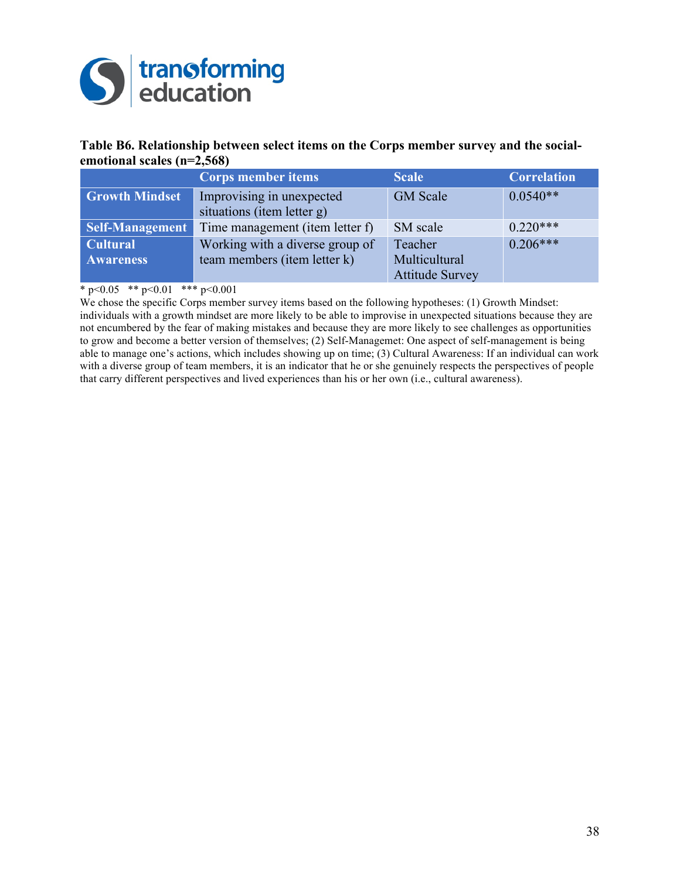**Table B6. Relationship between select items on the Corps member survey and the social-emotional scales (n=2,568)**

| | Corps member items | Scale | Correlation |
|---|---|---|---|
| **Growth Mindset** | Improvising in unexpected situations (item letter g) | GM Scale | 0.0540** |
| **Self-Management** | Time management (item letter f) | SM scale | 0.220*** |
| **Cultural Awareness** | Working with a diverse group of team members (item letter k) | Teacher Multicultural Attitude Survey | 0.206*** |

\* $p<0.05$ ** $p<0.01$ *** $p<0.001$

We chose the specific Corps member survey items based on the following hypotheses: (1) Growth Mindset: individuals with a growth mindset are more likely to be able to improvise in unexpected situations because they are not encumbered by the fear of making mistakes and because they are more likely to see challenges as opportunities to grow and become a better version of themselves; (2) Self-Managemet: One aspect of self-management is being able to manage one's actions, which includes showing up on time; (3) Cultural Awareness: If an individual can work with a diverse group of team members, it is an indicator that he or she genuinely respects the perspectives of people that carry different perspectives and lived experiences than his or her own (i.e., cultural awareness).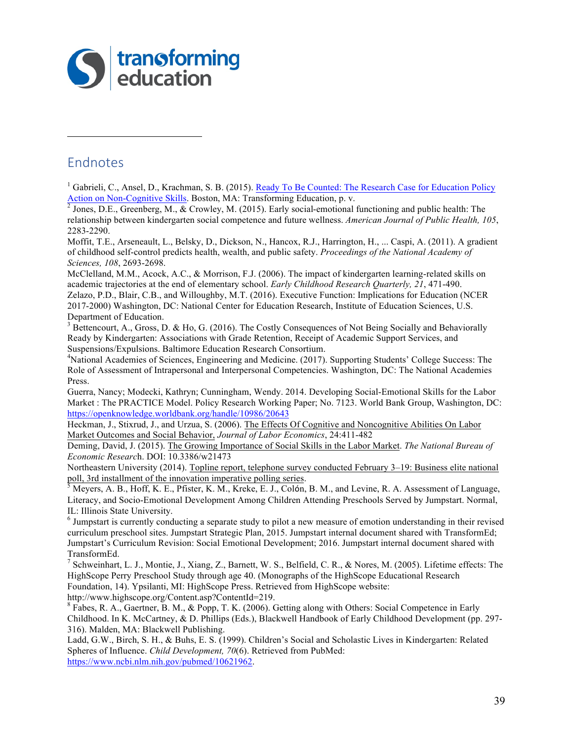## Endnotes

[1] Gabrieli, C., Ansel, D., Krachman, S. B. (2015). Ready To Be Counted: The Research Case for Education Policy Action on Non-Cognitive Skills. Boston, MA: Transforming Education, p. v.

[2] Jones, D.E., Greenberg, M., & Crowley, M. (2015). Early social-emotional functioning and public health: The relationship between kindergarten social competence and future wellness. *American Journal of Public Health, 105*, 2283-2290.

Moffit, T.E., Arseneault, L., Belsky, D., Dickson, N., Hancox, R.J., Harrington, H., ... Caspi, A. (2011). A gradient of childhood self-control predicts health, wealth, and public safety. *Proceedings of the National Academy of Sciences, 108*, 2693-2698.

McClelland, M.M., Acock, A.C., & Morrison, F.J. (2006). The impact of kindergarten learning-related skills on academic trajectories at the end of elementary school. *Early Childhood Research Quarterly, 21*, 471-490.

Zelazo, P.D., Blair, C.B., and Willoughby, M.T. (2016). Executive Function: Implications for Education (NCER 2017-2000) Washington, DC: National Center for Education Research, Institute of Education Sciences, U.S. Department of Education.

[3] Bettencourt, A., Gross, D. & Ho, G. (2016). The Costly Consequences of Not Being Socially and Behaviorally Ready by Kindergarten: Associations with Grade Retention, Receipt of Academic Support Services, and Suspensions/Expulsions. Baltimore Education Research Consortium.

[4] National Academies of Sciences, Engineering and Medicine. (2017). Supporting Students' College Success: The Role of Assessment of Intrapersonal and Interpersonal Competencies. Washington, DC: The National Academies Press.

Guerra, Nancy; Modecki, Kathryn; Cunningham, Wendy. 2014. Developing Social-Emotional Skills for the Labor Market : The PRACTICE Model. Policy Research Working Paper; No. 7123. World Bank Group, Washington, DC: https://openknowledge.worldbank.org/handle/10986/20643

Heckman, J., Stixrud, J., and Urzua, S. (2006). The Effects Of Cognitive and Noncognitive Abilities On Labor Market Outcomes and Social Behavior, *Journal of Labor Economics*, 24:411-482

Deming, David, J. (2015). The Growing Importance of Social Skills in the Labor Market. *The National Bureau of Economic Research*. DOI: 10.3386/w21473

Northeastern University (2014). Topline report, telephone survey conducted February 3–19: Business elite national poll, 3rd installment of the innovation imperative polling series.

[5] Meyers, A. B., Hoff, K. E., Pfister, K. M., Kreke, E. J., Colón, B. M., and Levine, R. A. Assessment of Language, Literacy, and Socio-Emotional Development Among Children Attending Preschools Served by Jumpstart. Normal, IL: Illinois State University.

[6] Jumpstart is currently conducting a separate study to pilot a new measure of emotion understanding in their revised curriculum preschool sites. Jumpstart Strategic Plan, 2015. Jumpstart internal document shared with TransformEd; Jumpstart's Curriculum Revision: Social Emotional Development; 2016. Jumpstart internal document shared with TransformEd.

[7] Schweinhart, L. J., Montie, J., Xiang, Z., Barnett, W. S., Belfield, C. R., & Nores, M. (2005). Lifetime effects: The HighScope Perry Preschool Study through age 40. (Monographs of the HighScope Educational Research Foundation, 14). Ypsilanti, MI: HighScope Press. Retrieved from HighScope website: http://www.highscope.org/Content.asp?ContentId=219.

[8] Fabes, R. A., Gaertner, B. M., & Popp, T. K. (2006). Getting along with Others: Social Competence in Early Childhood. In K. McCartney, & D. Phillips (Eds.), Blackwell Handbook of Early Childhood Development (pp. 297-316). Malden, MA: Blackwell Publishing.

Ladd, G.W., Birch, S. H., & Buhs, E. S. (1999). Children's Social and Scholastic Lives in Kindergarten: Related Spheres of Influence. *Child Development, 70*(6). Retrieved from PubMed: https://www.ncbi.nlm.nih.gov/pubmed/10621962.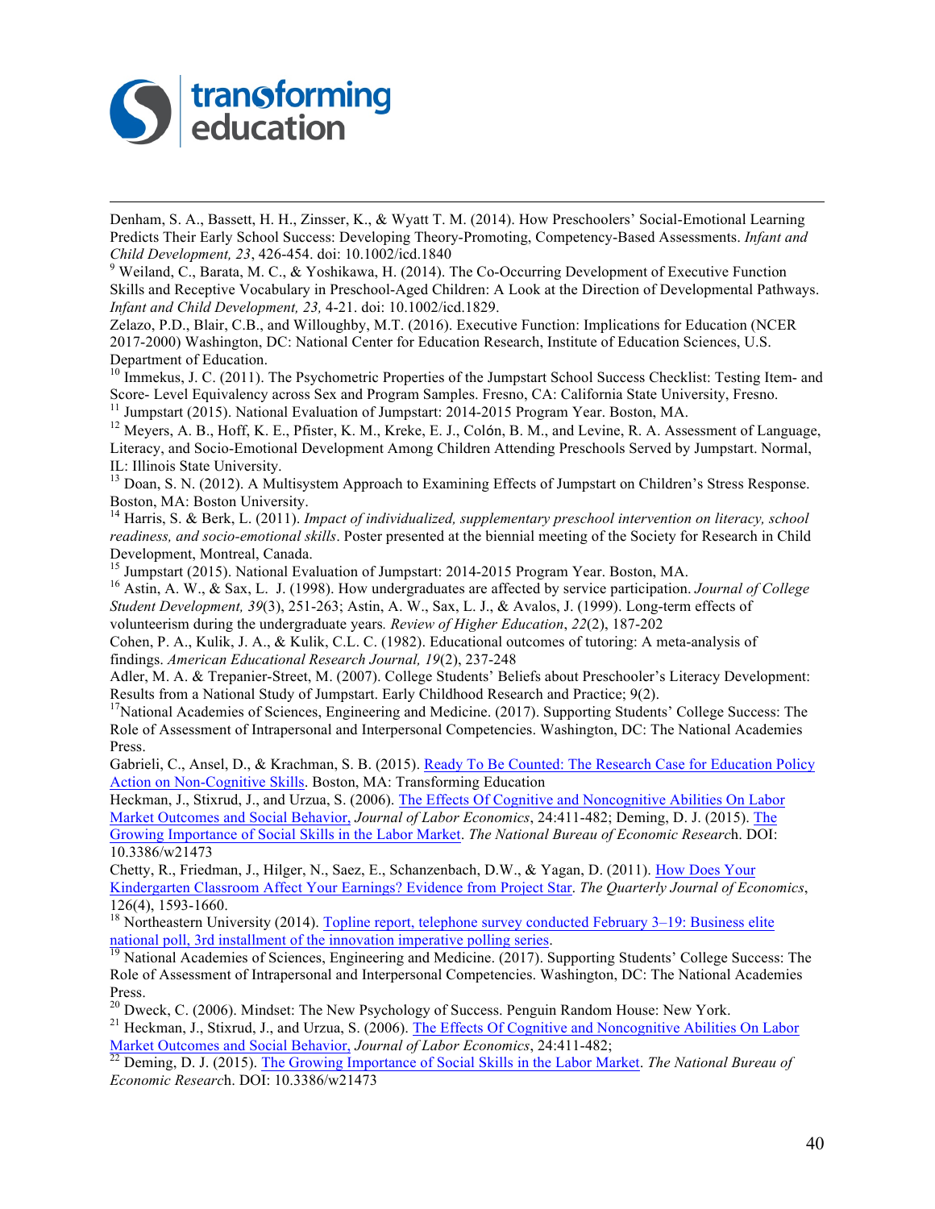Denham, S. A., Bassett, H. H., Zinsser, K., & Wyatt T. M. (2014). How Preschoolers' Social-Emotional Learning Predicts Their Early School Success: Developing Theory-Promoting, Competency-Based Assessments. *Infant and Child Development, 23*, 426-454. doi: 10.1002/icd.1840

[9] Weiland, C., Barata, M. C., & Yoshikawa, H. (2014). The Co-Occurring Development of Executive Function Skills and Receptive Vocabulary in Preschool-Aged Children: A Look at the Direction of Developmental Pathways. *Infant and Child Development, 23,* 4-21. doi: 10.1002/icd.1829.

Zelazo, P.D., Blair, C.B., and Willoughby, M.T. (2016). Executive Function: Implications for Education (NCER 2017-2000) Washington, DC: National Center for Education Research, Institute of Education Sciences, U.S. Department of Education.

[10] Immekus, J. C. (2011). The Psychometric Properties of the Jumpstart School Success Checklist: Testing Item- and Score- Level Equivalency across Sex and Program Samples. Fresno, CA: California State University, Fresno.

[11] Jumpstart (2015). National Evaluation of Jumpstart: 2014-2015 Program Year. Boston, MA.

[12] Meyers, A. B., Hoff, K. E., Pfister, K. M., Kreke, E. J., Colón, B. M., and Levine, R. A. Assessment of Language, Literacy, and Socio-Emotional Development Among Children Attending Preschools Served by Jumpstart. Normal, IL: Illinois State University.

[13] Doan, S. N. (2012). A Multisystem Approach to Examining Effects of Jumpstart on Children's Stress Response. Boston, MA: Boston University.

[14] Harris, S. & Berk, L. (2011). *Impact of individualized, supplementary preschool intervention on literacy, school readiness, and socio-emotional skills*. Poster presented at the biennial meeting of the Society for Research in Child Development, Montreal, Canada.

[15] Jumpstart (2015). National Evaluation of Jumpstart: 2014-2015 Program Year. Boston, MA.

[16] Astin, A. W., & Sax, L. J. (1998). How undergraduates are affected by service participation. *Journal of College Student Development, 39*(3), 251-263; Astin, A. W., Sax, L. J., & Avalos, J. (1999). Long-term effects of volunteerism during the undergraduate years*. Review of Higher Education*, *22*(2), 187-202

Cohen, P. A., Kulik, J. A., & Kulik, C.L. C. (1982). Educational outcomes of tutoring: A meta-analysis of findings. *American Educational Research Journal, 19*(2), 237-248

Adler, M. A. & Trepanier-Street, M. (2007). College Students' Beliefs about Preschooler's Literacy Development: Results from a National Study of Jumpstart. Early Childhood Research and Practice; 9(2).

[17] National Academies of Sciences, Engineering and Medicine. (2017). Supporting Students' College Success: The Role of Assessment of Intrapersonal and Interpersonal Competencies. Washington, DC: The National Academies Press.

Gabrieli, C., Ansel, D., & Krachman, S. B. (2015). Ready To Be Counted: The Research Case for Education Policy Action on Non-Cognitive Skills. Boston, MA: Transforming Education

Heckman, J., Stixrud, J., and Urzua, S. (2006). The Effects Of Cognitive and Noncognitive Abilities On Labor Market Outcomes and Social Behavior, *Journal of Labor Economics*, 24:411-482; Deming, D. J. (2015). The Growing Importance of Social Skills in the Labor Market. *The National Bureau of Economic Research*. DOI: 10.3386/w21473

Chetty, R., Friedman, J., Hilger, N., Saez, E., Schanzenbach, D.W., & Yagan, D. (2011). How Does Your Kindergarten Classroom Affect Your Earnings? Evidence from Project Star. *The Quarterly Journal of Economics*, 126(4), 1593-1660.

[18] Northeastern University (2014). Topline report, telephone survey conducted February 3–19: Business elite national poll, 3rd installment of the innovation imperative polling series.

[19] National Academies of Sciences, Engineering and Medicine. (2017). Supporting Students' College Success: The Role of Assessment of Intrapersonal and Interpersonal Competencies. Washington, DC: The National Academies Press.

[20] Dweck, C. (2006). Mindset: The New Psychology of Success. Penguin Random House: New York.

[21] Heckman, J., Stixrud, J., and Urzua, S. (2006). The Effects Of Cognitive and Noncognitive Abilities On Labor Market Outcomes and Social Behavior, *Journal of Labor Economics*, 24:411-482;

[22] Deming, D. J. (2015). The Growing Importance of Social Skills in the Labor Market. *The National Bureau of Economic Research*. DOI: 10.3386/w21473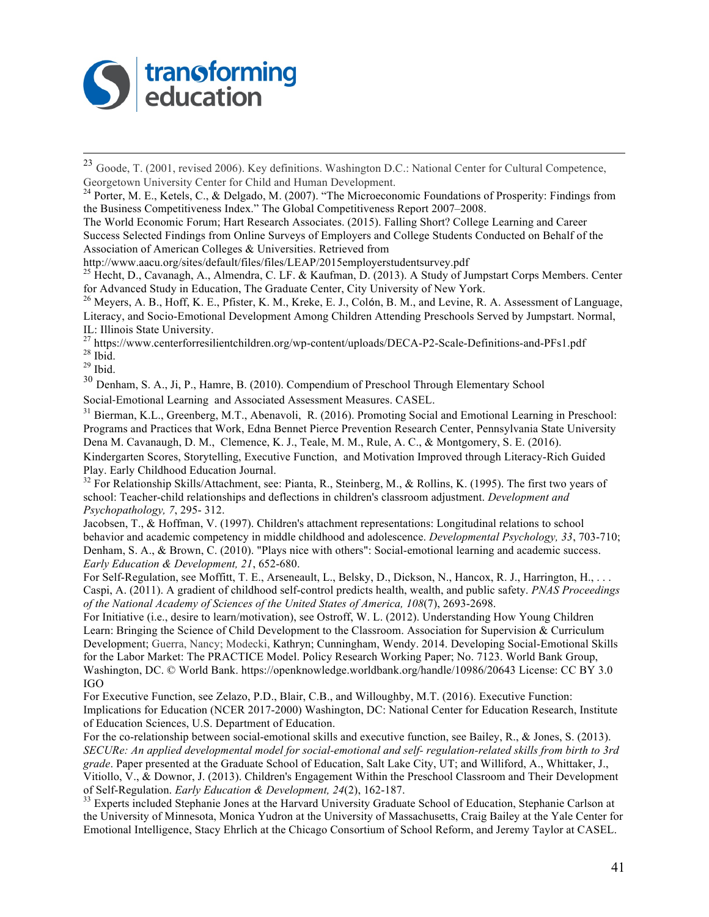[23] Goode, T. (2001, revised 2006). Key definitions. Washington D.C.: National Center for Cultural Competence, Georgetown University Center for Child and Human Development.

[24] Porter, M. E., Ketels, C., & Delgado, M. (2007). "The Microeconomic Foundations of Prosperity: Findings from the Business Competitiveness Index." The Global Competitiveness Report 2007–2008.
The World Economic Forum; Hart Research Associates. (2015). Falling Short? College Learning and Career Success Selected Findings from Online Surveys of Employers and College Students Conducted on Behalf of the Association of American Colleges & Universities. Retrieved from http://www.aacu.org/sites/default/files/files/LEAP/2015employerstudentsurvey.pdf

[25] Hecht, D., Cavanagh, A., Almendra, C. LF. & Kaufman, D. (2013). A Study of Jumpstart Corps Members. Center for Advanced Study in Education, The Graduate Center, City University of New York.

[26] Meyers, A. B., Hoff, K. E., Pfister, K. M., Kreke, E. J., Colón, B. M., and Levine, R. A. Assessment of Language, Literacy, and Socio-Emotional Development Among Children Attending Preschools Served by Jumpstart. Normal, IL: Illinois State University.

[27] https://www.centerforresilientchildren.org/wp-content/uploads/DECA-P2-Scale-Definitions-and-PFs1.pdf

[28] Ibid.

[29] Ibid.

[30] Denham, S. A., Ji, P., Hamre, B. (2010). Compendium of Preschool Through Elementary School Social-Emotional Learning and Associated Assessment Measures. CASEL.

[31] Bierman, K.L., Greenberg, M.T., Abenavoli, R. (2016). Promoting Social and Emotional Learning in Preschool: Programs and Practices that Work, Edna Bennet Pierce Prevention Research Center, Pennsylvania State University
Dena M. Cavanaugh, D. M., Clemence, K. J., Teale, M. M., Rule, A. C., & Montgomery, S. E. (2016). Kindergarten Scores, Storytelling, Executive Function, and Motivation Improved through Literacy-Rich Guided Play. Early Childhood Education Journal.

[32] For Relationship Skills/Attachment, see: Pianta, R., Steinberg, M., & Rollins, K. (1995). The first two years of school: Teacher-child relationships and deflections in children's classroom adjustment. *Development and Psychopathology, 7*, 295- 312.
Jacobsen, T., & Hoffman, V. (1997). Children's attachment representations: Longitudinal relations to school behavior and academic competency in middle childhood and adolescence. *Developmental Psychology, 33*, 703-710; Denham, S. A., & Brown, C. (2010). "Plays nice with others": Social-emotional learning and academic success. *Early Education & Development, 21*, 652-680.
For Self-Regulation, see Moffitt, T. E., Arseneault, L., Belsky, D., Dickson, N., Hancox, R. J., Harrington, H., . . . Caspi, A. (2011). A gradient of childhood self-control predicts health, wealth, and public safety. *PNAS Proceedings of the National Academy of Sciences of the United States of America, 108*(7), 2693-2698.
For Initiative (i.e., desire to learn/motivation), see Ostroff, W. L. (2012). Understanding How Young Children Learn: Bringing the Science of Child Development to the Classroom. Association for Supervision & Curriculum Development; Guerra, Nancy; Modecki, Kathryn; Cunningham, Wendy. 2014. Developing Social-Emotional Skills for the Labor Market: The PRACTICE Model. Policy Research Working Paper; No. 7123. World Bank Group, Washington, DC. © World Bank. https://openknowledge.worldbank.org/handle/10986/20643 License: CC BY 3.0 IGO
For Executive Function, see Zelazo, P.D., Blair, C.B., and Willoughby, M.T. (2016). Executive Function: Implications for Education (NCER 2017-2000) Washington, DC: National Center for Education Research, Institute of Education Sciences, U.S. Department of Education.
For the co-relationship between social-emotional skills and executive function, see Bailey, R., & Jones, S. (2013). *SECURe: An applied developmental model for social-emotional and self- regulation-related skills from birth to 3rd grade*. Paper presented at the Graduate School of Education, Salt Lake City, UT; and Williford, A., Whittaker, J., Vitiollo, V., & Downor, J. (2013). Children's Engagement Within the Preschool Classroom and Their Development of Self-Regulation. *Early Education & Development, 24*(2), 162-187.

[33] Experts included Stephanie Jones at the Harvard University Graduate School of Education, Stephanie Carlson at the University of Minnesota, Monica Yudron at the University of Massachusetts, Craig Bailey at the Yale Center for Emotional Intelligence, Stacy Ehrlich at the Chicago Consortium of School Reform, and Jeremy Taylor at CASEL.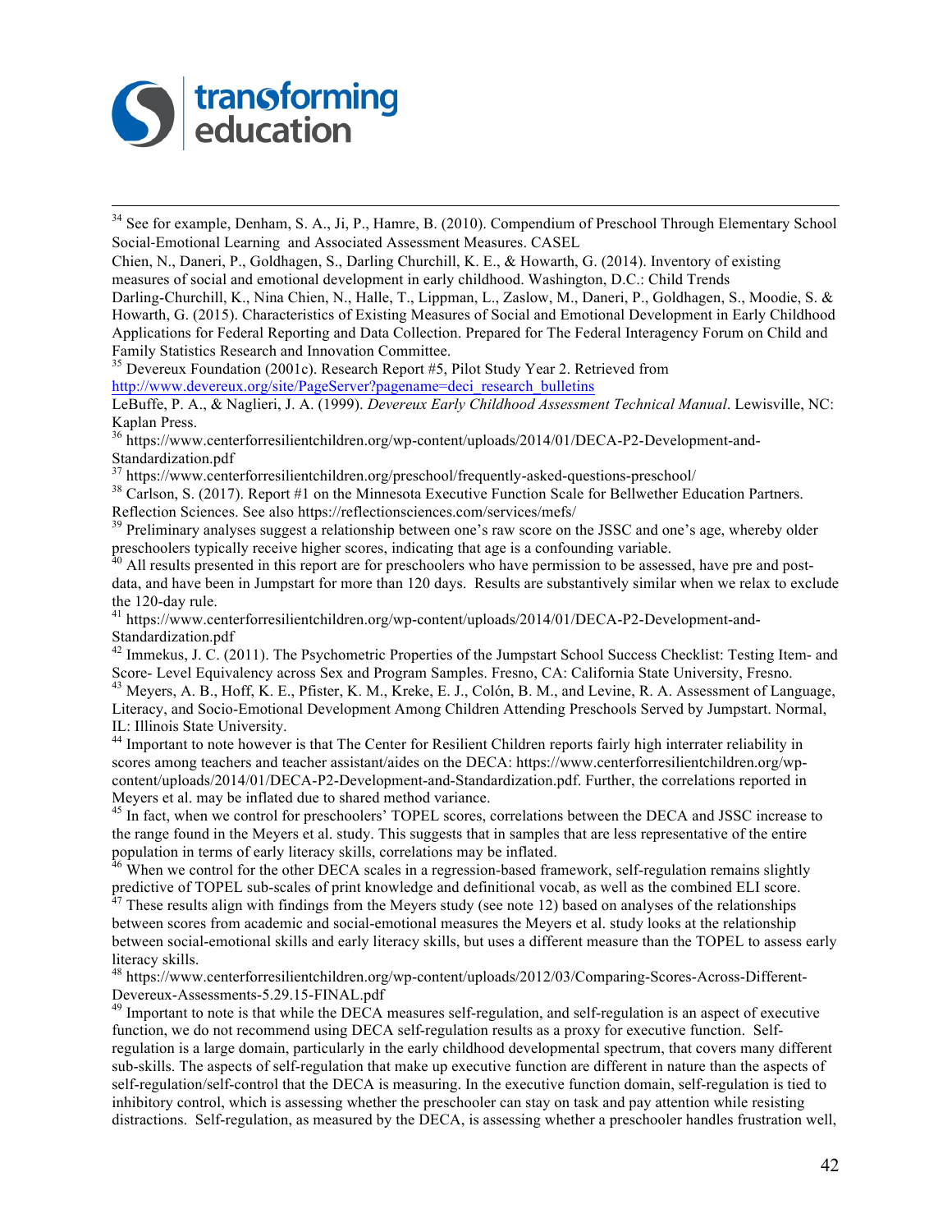[34] See for example, Denham, S. A., Ji, P., Hamre, B. (2010). Compendium of Preschool Through Elementary School Social-Emotional Learning and Associated Assessment Measures. CASEL
Chien, N., Daneri, P., Goldhagen, S., Darling Churchill, K. E., & Howarth, G. (2014). Inventory of existing measures of social and emotional development in early childhood. Washington, D.C.: Child Trends
Darling-Churchill, K., Nina Chien, N., Halle, T., Lippman, L., Zaslow, M., Daneri, P., Goldhagen, S., Moodie, S. & Howarth, G. (2015). Characteristics of Existing Measures of Social and Emotional Development in Early Childhood Applications for Federal Reporting and Data Collection. Prepared for The Federal Interagency Forum on Child and Family Statistics Research and Innovation Committee.

[35] Devereux Foundation (2001c). Research Report #5, Pilot Study Year 2. Retrieved from http://www.devereux.org/site/PageServer?pagename=deci_research_bulletins
LeBuffe, P. A., & Naglieri, J. A. (1999). *Devereux Early Childhood Assessment Technical Manual*. Lewisville, NC: Kaplan Press.

[36] https://www.centerforresilientchildren.org/wp-content/uploads/2014/01/DECA-P2-Development-and-Standardization.pdf

[37] https://www.centerforresilientchildren.org/preschool/frequently-asked-questions-preschool/

[38] Carlson, S. (2017). Report #1 on the Minnesota Executive Function Scale for Bellwether Education Partners. Reflection Sciences. See also https://reflectionsciences.com/services/mefs/

[39] Preliminary analyses suggest a relationship between one's raw score on the JSSC and one's age, whereby older preschoolers typically receive higher scores, indicating that age is a confounding variable.

[40] All results presented in this report are for preschoolers who have permission to be assessed, have pre and post-data, and have been in Jumpstart for more than 120 days. Results are substantively similar when we relax to exclude the 120-day rule.

[41] https://www.centerforresilientchildren.org/wp-content/uploads/2014/01/DECA-P2-Development-and-Standardization.pdf

[42] Immekus, J. C. (2011). The Psychometric Properties of the Jumpstart School Success Checklist: Testing Item- and Score- Level Equivalency across Sex and Program Samples. Fresno, CA: California State University, Fresno.

[43] Meyers, A. B., Hoff, K. E., Pfister, K. M., Kreke, E. J., Colón, B. M., and Levine, R. A. Assessment of Language, Literacy, and Socio-Emotional Development Among Children Attending Preschools Served by Jumpstart. Normal, IL: Illinois State University.

[44] Important to note however is that The Center for Resilient Children reports fairly high interrater reliability in scores among teachers and teacher assistant/aides on the DECA: https://www.centerforresilientchildren.org/wp-content/uploads/2014/01/DECA-P2-Development-and-Standardization.pdf. Further, the correlations reported in Meyers et al. may be inflated due to shared method variance.

[45] In fact, when we control for preschoolers' TOPEL scores, correlations between the DECA and JSSC increase to the range found in the Meyers et al. study. This suggests that in samples that are less representative of the entire population in terms of early literacy skills, correlations may be inflated.

[46] When we control for the other DECA scales in a regression-based framework, self-regulation remains slightly predictive of TOPEL sub-scales of print knowledge and definitional vocab, as well as the combined ELI score.

[47] These results align with findings from the Meyers study (see note 12) based on analyses of the relationships between scores from academic and social-emotional measures the Meyers et al. study looks at the relationship between social-emotional skills and early literacy skills, but uses a different measure than the TOPEL to assess early literacy skills.

[48] https://www.centerforresilientchildren.org/wp-content/uploads/2012/03/Comparing-Scores-Across-Different-Devereux-Assessments-5.29.15-FINAL.pdf

[49] Important to note is that while the DECA measures self-regulation, and self-regulation is an aspect of executive function, we do not recommend using DECA self-regulation results as a proxy for executive function. Self-regulation is a large domain, particularly in the early childhood developmental spectrum, that covers many different sub-skills. The aspects of self-regulation that make up executive function are different in nature than the aspects of self-regulation/self-control that the DECA is measuring. In the executive function domain, self-regulation is tied to inhibitory control, which is assessing whether the preschooler can stay on task and pay attention while resisting distractions. Self-regulation, as measured by the DECA, is assessing whether a preschooler handles frustration well,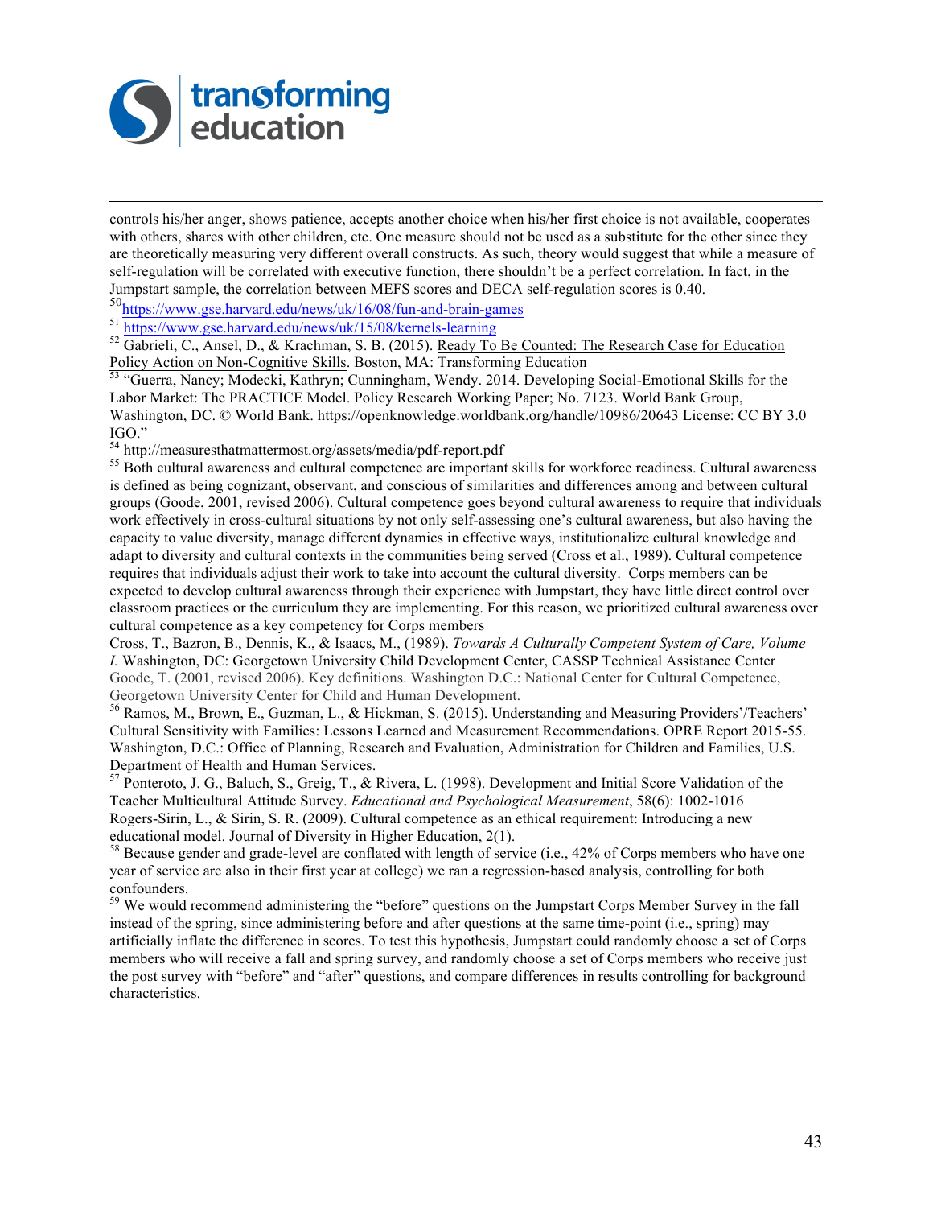controls his/her anger, shows patience, accepts another choice when his/her first choice is not available, cooperates with others, shares with other children, etc. One measure should not be used as a substitute for the other since they are theoretically measuring very different overall constructs. As such, theory would suggest that while a measure of self-regulation will be correlated with executive function, there shouldn't be a perfect correlation. In fact, in the Jumpstart sample, the correlation between MEFS scores and DECA self-regulation scores is 0.40.

[50] https://www.gse.harvard.edu/news/uk/16/08/fun-and-brain-games

[51] https://www.gse.harvard.edu/news/uk/15/08/kernels-learning

[52] Gabrieli, C., Ansel, D., & Krachman, S. B. (2015). Ready To Be Counted: The Research Case for Education Policy Action on Non-Cognitive Skills. Boston, MA: Transforming Education

[53] "Guerra, Nancy; Modecki, Kathryn; Cunningham, Wendy. 2014. Developing Social-Emotional Skills for the Labor Market: The PRACTICE Model. Policy Research Working Paper; No. 7123. World Bank Group, Washington, DC. © World Bank. https://openknowledge.worldbank.org/handle/10986/20643 License: CC BY 3.0 IGO."

[54] http://measuresthatmattermost.org/assets/media/pdf-report.pdf

[55] Both cultural awareness and cultural competence are important skills for workforce readiness. Cultural awareness is defined as being cognizant, observant, and conscious of similarities and differences among and between cultural groups (Goode, 2001, revised 2006). Cultural competence goes beyond cultural awareness to require that individuals work effectively in cross-cultural situations by not only self-assessing one's cultural awareness, but also having the capacity to value diversity, manage different dynamics in effective ways, institutionalize cultural knowledge and adapt to diversity and cultural contexts in the communities being served (Cross et al., 1989). Cultural competence requires that individuals adjust their work to take into account the cultural diversity. Corps members can be expected to develop cultural awareness through their experience with Jumpstart, they have little direct control over classroom practices or the curriculum they are implementing. For this reason, we prioritized cultural awareness over cultural competence as a key competency for Corps members

Cross, T., Bazron, B., Dennis, K., & Isaacs, M., (1989). *Towards A Culturally Competent System of Care, Volume I.* Washington, DC: Georgetown University Child Development Center, CASSP Technical Assistance Center

Goode, T. (2001, revised 2006). Key definitions. Washington D.C.: National Center for Cultural Competence, Georgetown University Center for Child and Human Development.

[56] Ramos, M., Brown, E., Guzman, L., & Hickman, S. (2015). Understanding and Measuring Providers'/Teachers' Cultural Sensitivity with Families: Lessons Learned and Measurement Recommendations. OPRE Report 2015-55. Washington, D.C.: Office of Planning, Research and Evaluation, Administration for Children and Families, U.S. Department of Health and Human Services.

[57] Ponteroto, J. G., Baluch, S., Greig, T., & Rivera, L. (1998). Development and Initial Score Validation of the Teacher Multicultural Attitude Survey. *Educational and Psychological Measurement*, 58(6): 1002-1016

Rogers-Sirin, L., & Sirin, S. R. (2009). Cultural competence as an ethical requirement: Introducing a new educational model. Journal of Diversity in Higher Education, 2(1).

[58] Because gender and grade-level are conflated with length of service (i.e., 42% of Corps members who have one year of service are also in their first year at college) we ran a regression-based analysis, controlling for both confounders.

[59] We would recommend administering the "before" questions on the Jumpstart Corps Member Survey in the fall instead of the spring, since administering before and after questions at the same time-point (i.e., spring) may artificially inflate the difference in scores. To test this hypothesis, Jumpstart could randomly choose a set of Corps members who will receive a fall and spring survey, and randomly choose a set of Corps members who receive just the post survey with "before" and "after" questions, and compare differences in results controlling for background characteristics.